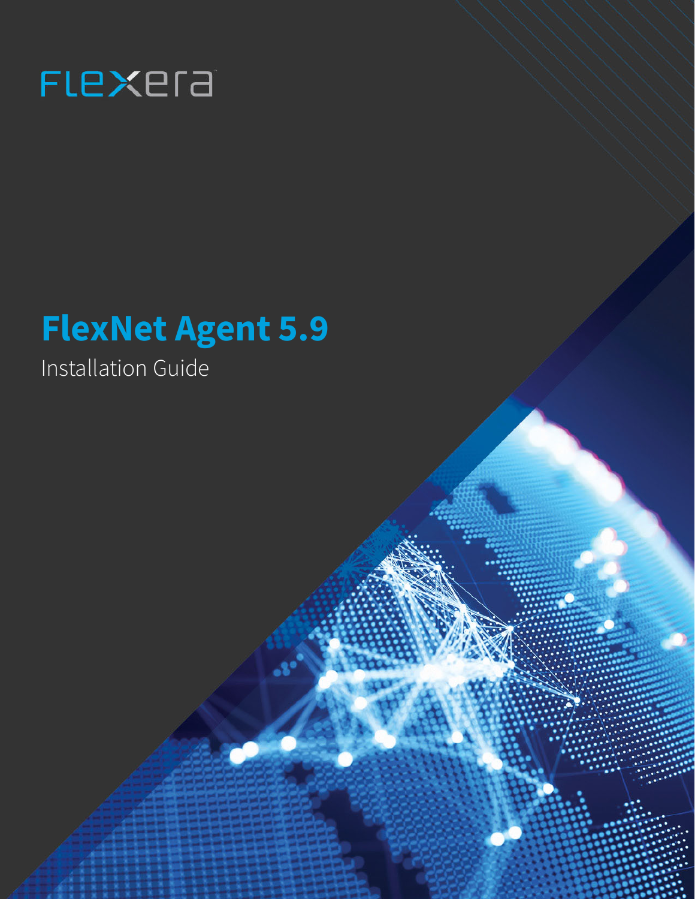Flexera

# FlexNet Agent 5.9

Installation Guide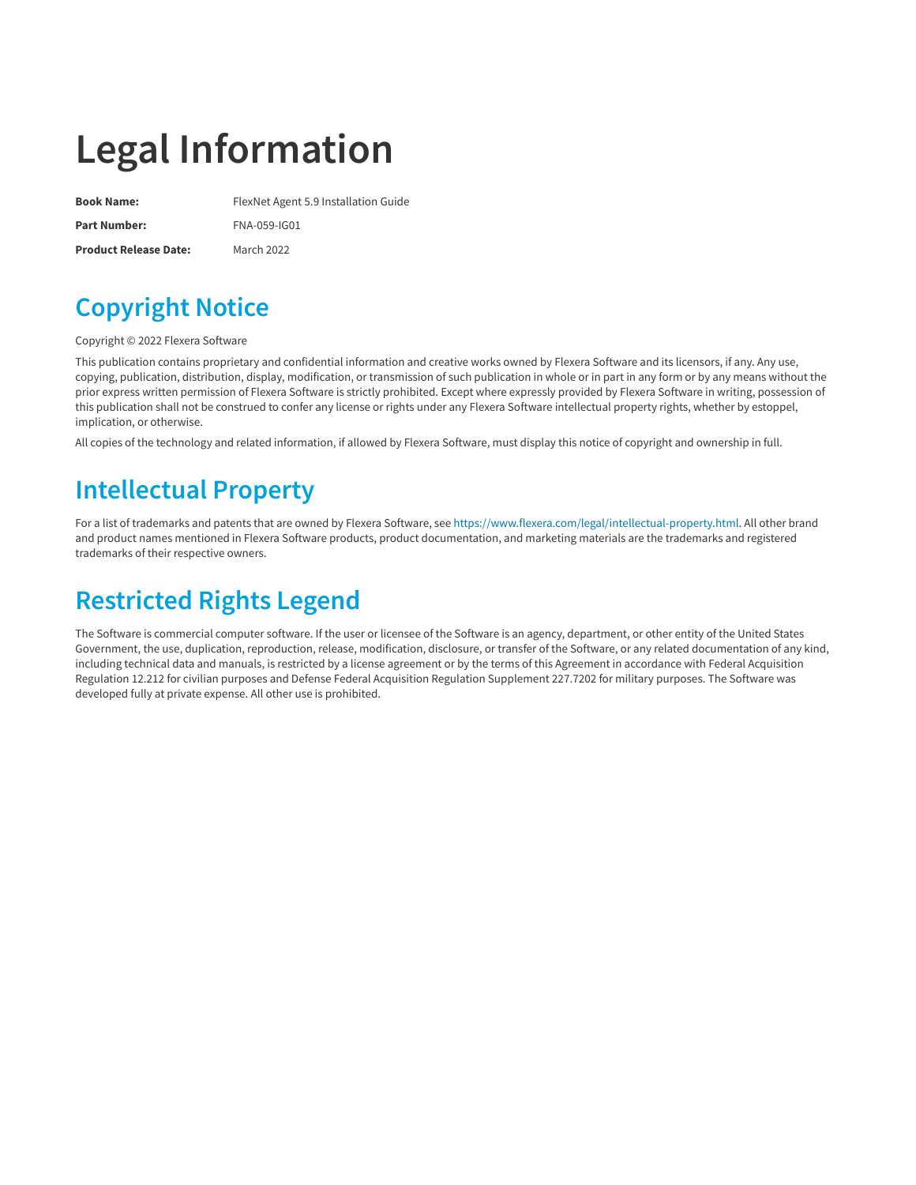# Legal Information

| | |
|---|---|
| **Book Name:** | FlexNet Agent 5.9 Installation Guide |
| **Part Number:** | FNA-059-IG01 |
| **Product Release Date:** | March 2022 |

## Copyright Notice

Copyright © 2022 Flexera Software

This publication contains proprietary and confidential information and creative works owned by Flexera Software and its licensors, if any. Any use, copying, publication, distribution, display, modification, or transmission of such publication in whole or in part in any form or by any means without the prior express written permission of Flexera Software is strictly prohibited. Except where expressly provided by Flexera Software in writing, possession of this publication shall not be construed to confer any license or rights under any Flexera Software intellectual property rights, whether by estoppel, implication, or otherwise.

All copies of the technology and related information, if allowed by Flexera Software, must display this notice of copyright and ownership in full.

## Intellectual Property

For a list of trademarks and patents that are owned by Flexera Software, see https://www.flexera.com/legal/intellectual-property.html. All other brand and product names mentioned in Flexera Software products, product documentation, and marketing materials are the trademarks and registered trademarks of their respective owners.

## Restricted Rights Legend

The Software is commercial computer software. If the user or licensee of the Software is an agency, department, or other entity of the United States Government, the use, duplication, reproduction, release, modification, disclosure, or transfer of the Software, or any related documentation of any kind, including technical data and manuals, is restricted by a license agreement or by the terms of this Agreement in accordance with Federal Acquisition Regulation 12.212 for civilian purposes and Defense Federal Acquisition Regulation Supplement 227.7202 for military purposes. The Software was developed fully at private expense. All other use is prohibited.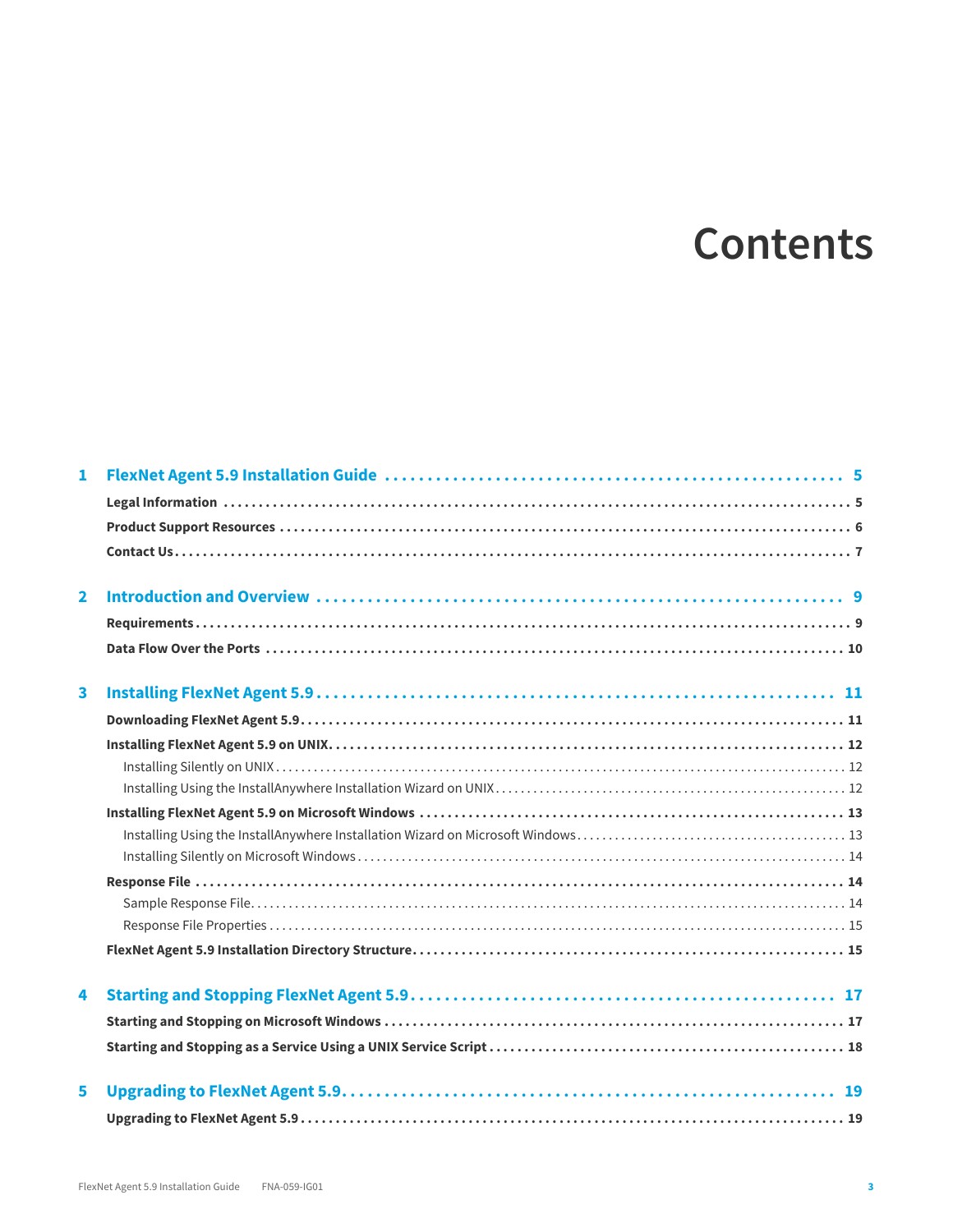# Contents

1 **FlexNet Agent 5.9 Installation Guide** . . . . . 5
- **Legal Information** . . . . . 5
- **Product Support Resources** . . . . . 6
- **Contact Us** . . . . . 7

2 **Introduction and Overview** . . . . . 9
- **Requirements** . . . . . 9
- **Data Flow Over the Ports** . . . . . 10

3 **Installing FlexNet Agent 5.9** . . . . . 11
- **Downloading FlexNet Agent 5.9** . . . . . 11
- **Installing FlexNet Agent 5.9 on UNIX** . . . . . 12
  - Installing Silently on UNIX . . . . . 12
  - Installing Using the InstallAnywhere Installation Wizard on UNIX . . . . . 12
- **Installing FlexNet Agent 5.9 on Microsoft Windows** . . . . . 13
  - Installing Using the InstallAnywhere Installation Wizard on Microsoft Windows . . . . . 13
  - Installing Silently on Microsoft Windows . . . . . 14
- **Response File** . . . . . 14
  - Sample Response File . . . . . 14
  - Response File Properties . . . . . 15
- **FlexNet Agent 5.9 Installation Directory Structure** . . . . . 15

4 **Starting and Stopping FlexNet Agent 5.9** . . . . . 17
- **Starting and Stopping on Microsoft Windows** . . . . . 17
- **Starting and Stopping as a Service Using a UNIX Service Script** . . . . . 18

5 **Upgrading to FlexNet Agent 5.9** . . . . . 19
- **Upgrading to FlexNet Agent 5.9** . . . . . 19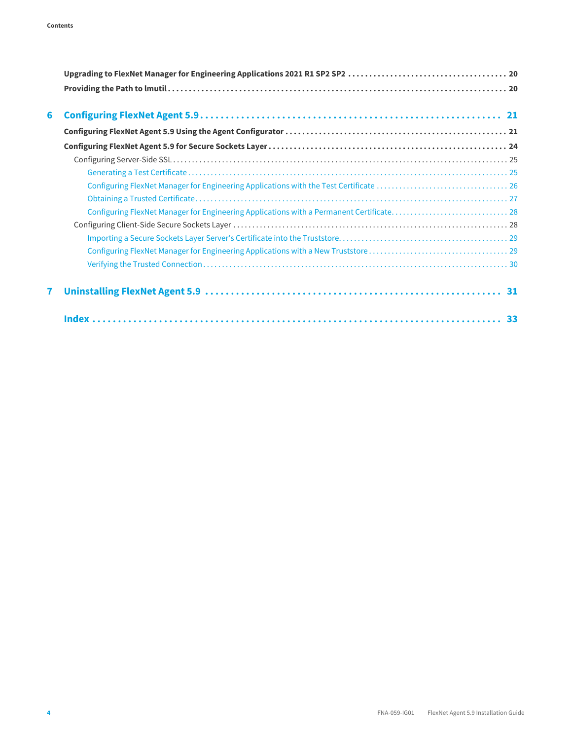- **Upgrading to FlexNet Manager for Engineering Applications 2021 R1 SP2 SP2** ........ 20
- **Providing the Path to lmutil** ........ 20

**6 Configuring FlexNet Agent 5.9** ........ 21

- **Configuring FlexNet Agent 5.9 Using the Agent Configurator** ........ 21
- **Configuring FlexNet Agent 5.9 for Secure Sockets Layer** ........ 24
  - Configuring Server-Side SSL ........ 25
    - Generating a Test Certificate ........ 25
    - Configuring FlexNet Manager for Engineering Applications with the Test Certificate ........ 26
    - Obtaining a Trusted Certificate ........ 27
    - Configuring FlexNet Manager for Engineering Applications with a Permanent Certificate ........ 28
  - Configuring Client-Side Secure Sockets Layer ........ 28
    - Importing a Secure Sockets Layer Server's Certificate into the Truststore ........ 29
    - Configuring FlexNet Manager for Engineering Applications with a New Truststore ........ 29
    - Verifying the Trusted Connection ........ 30

**7 Uninstalling FlexNet Agent 5.9** ........ 31

**Index** ........ 33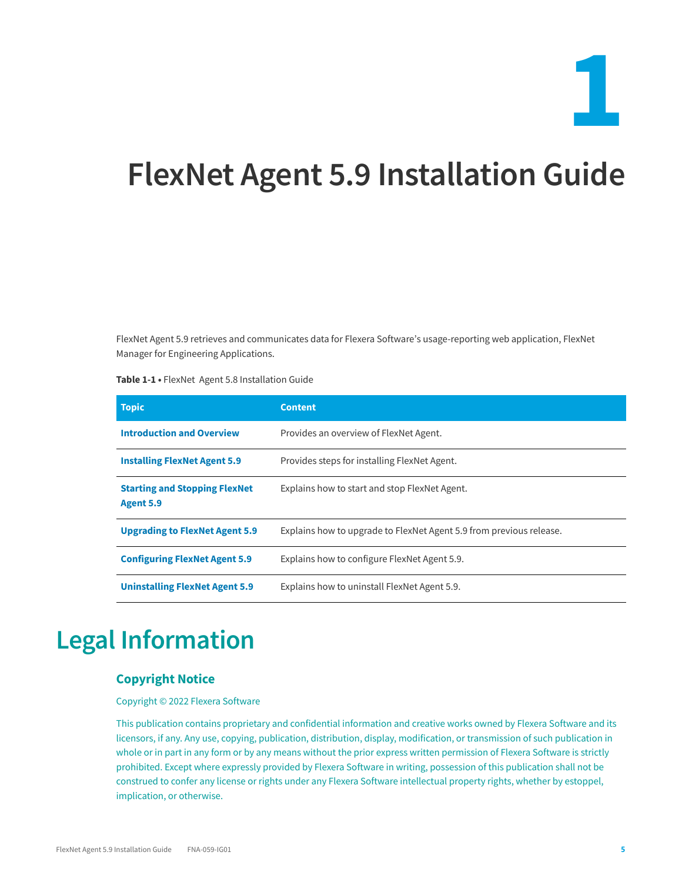# 1

# FlexNet Agent 5.9 Installation Guide

FlexNet Agent 5.9 retrieves and communicates data for Flexera Software's usage-reporting web application, FlexNet Manager for Engineering Applications.

**Table 1-1 •** FlexNet  Agent 5.8 Installation Guide

| Topic | Content |
|---|---|
| **Introduction and Overview** | Provides an overview of FlexNet Agent. |
| **Installing FlexNet Agent 5.9** | Provides steps for installing FlexNet Agent. |
| **Starting and Stopping FlexNet Agent 5.9** | Explains how to start and stop FlexNet Agent. |
| **Upgrading to FlexNet Agent 5.9** | Explains how to upgrade to FlexNet Agent 5.9 from previous release. |
| **Configuring FlexNet Agent 5.9** | Explains how to configure FlexNet Agent 5.9. |
| **Uninstalling FlexNet Agent 5.9** | Explains how to uninstall FlexNet Agent 5.9. |

## Legal Information

### Copyright Notice

Copyright © 2022 Flexera Software

This publication contains proprietary and confidential information and creative works owned by Flexera Software and its licensors, if any. Any use, copying, publication, distribution, display, modification, or transmission of such publication in whole or in part in any form or by any means without the prior express written permission of Flexera Software is strictly prohibited. Except where expressly provided by Flexera Software in writing, possession of this publication shall not be construed to confer any license or rights under any Flexera Software intellectual property rights, whether by estoppel, implication, or otherwise.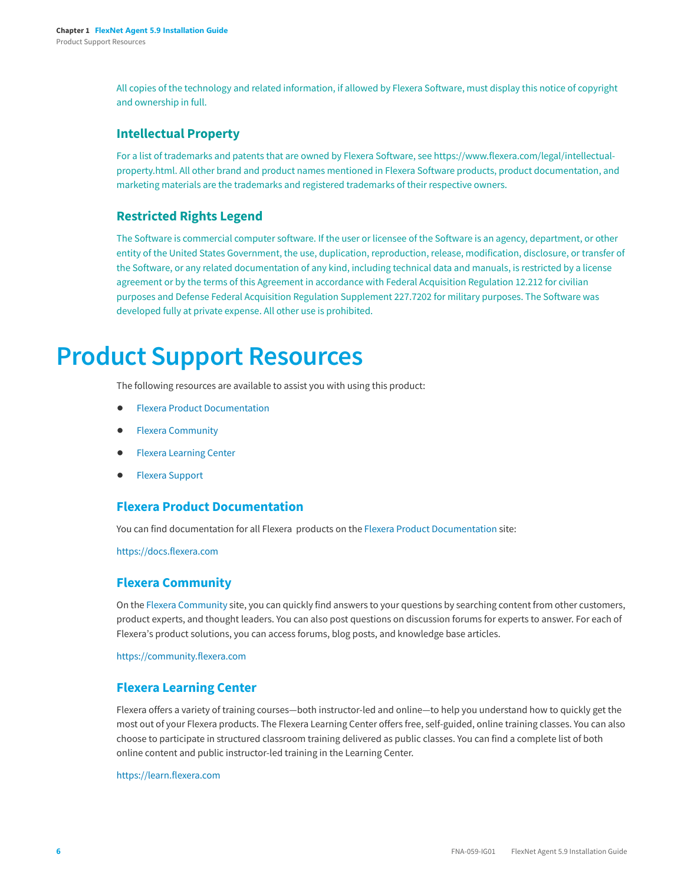All copies of the technology and related information, if allowed by Flexera Software, must display this notice of copyright and ownership in full.

### Intellectual Property

For a list of trademarks and patents that are owned by Flexera Software, see https://www.flexera.com/legal/intellectual-property.html. All other brand and product names mentioned in Flexera Software products, product documentation, and marketing materials are the trademarks and registered trademarks of their respective owners.

### Restricted Rights Legend

The Software is commercial computer software. If the user or licensee of the Software is an agency, department, or other entity of the United States Government, the use, duplication, reproduction, release, modification, disclosure, or transfer of the Software, or any related documentation of any kind, including technical data and manuals, is restricted by a license agreement or by the terms of this Agreement in accordance with Federal Acquisition Regulation 12.212 for civilian purposes and Defense Federal Acquisition Regulation Supplement 227.7202 for military purposes. The Software was developed fully at private expense. All other use is prohibited.

# Product Support Resources

The following resources are available to assist you with using this product:

- Flexera Product Documentation
- Flexera Community
- Flexera Learning Center
- Flexera Support

### Flexera Product Documentation

You can find documentation for all Flexera products on the Flexera Product Documentation site:

https://docs.flexera.com

### Flexera Community

On the Flexera Community site, you can quickly find answers to your questions by searching content from other customers, product experts, and thought leaders. You can also post questions on discussion forums for experts to answer. For each of Flexera's product solutions, you can access forums, blog posts, and knowledge base articles.

https://community.flexera.com

### Flexera Learning Center

Flexera offers a variety of training courses—both instructor-led and online—to help you understand how to quickly get the most out of your Flexera products. The Flexera Learning Center offers free, self-guided, online training classes. You can also choose to participate in structured classroom training delivered as public classes. You can find a complete list of both online content and public instructor-led training in the Learning Center.

https://learn.flexera.com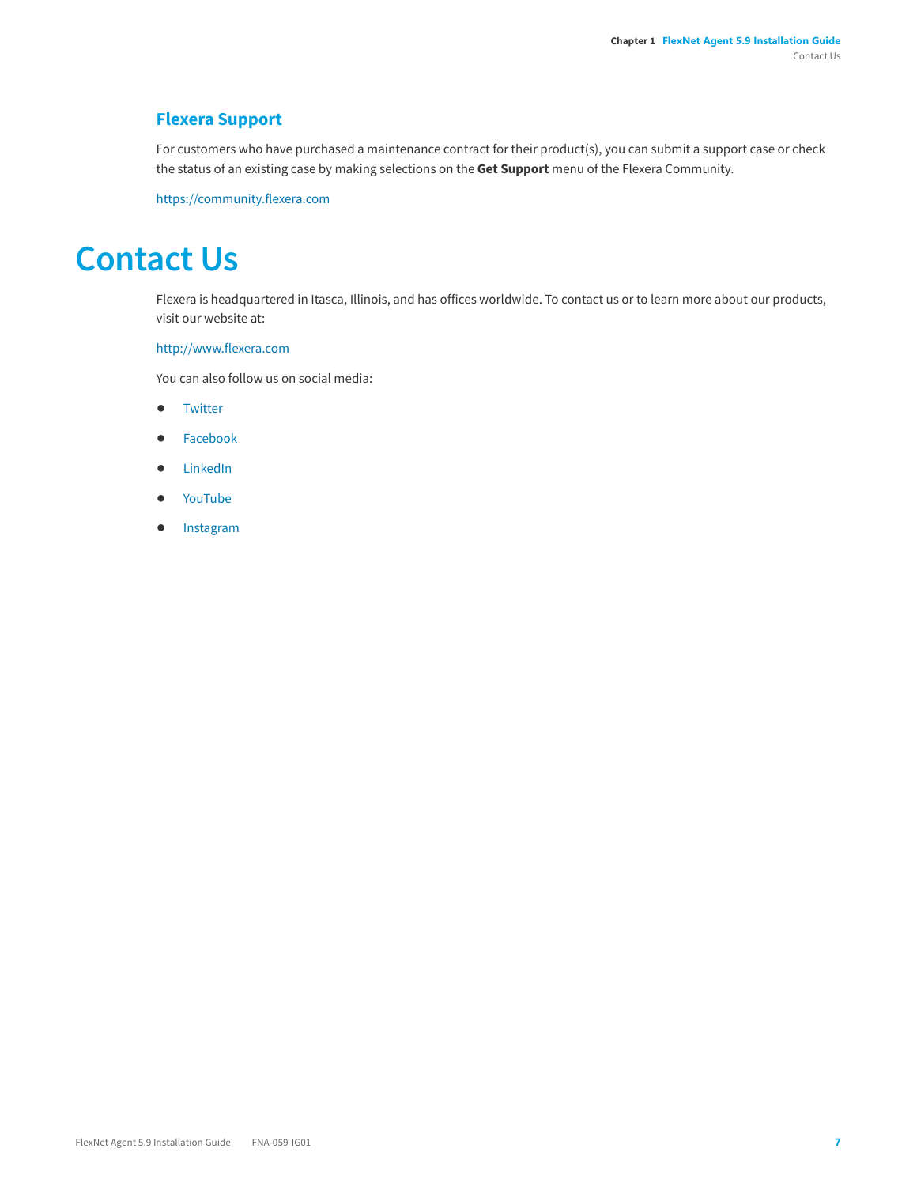## Flexera Support

For customers who have purchased a maintenance contract for their product(s), you can submit a support case or check the status of an existing case by making selections on the **Get Support** menu of the Flexera Community.

https://community.flexera.com

# Contact Us

Flexera is headquartered in Itasca, Illinois, and has offices worldwide. To contact us or to learn more about our products, visit our website at:

http://www.flexera.com

You can also follow us on social media:

- Twitter
- Facebook
- LinkedIn
- YouTube
- Instagram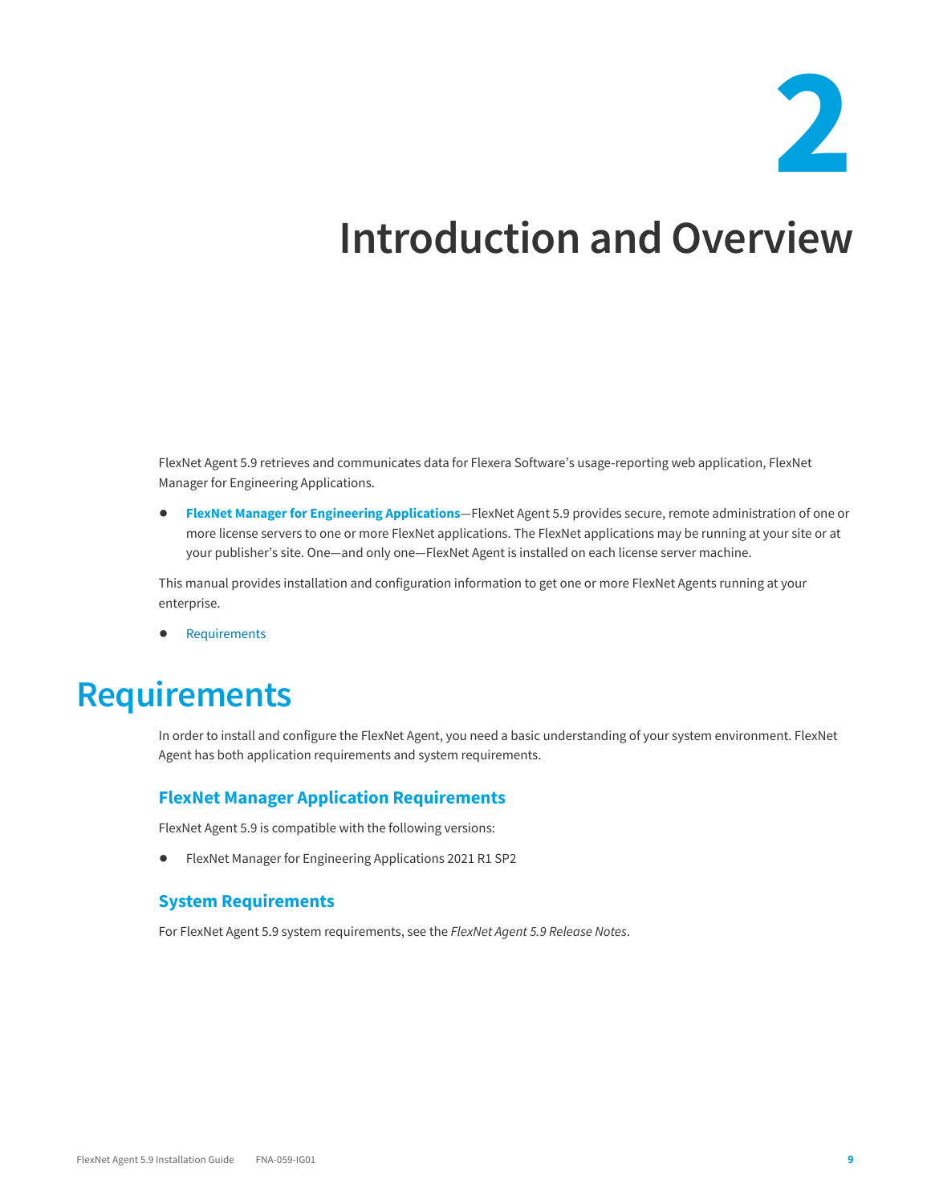# 2 Introduction and Overview

FlexNet Agent 5.9 retrieves and communicates data for Flexera Software's usage-reporting web application, FlexNet Manager for Engineering Applications.

- **FlexNet Manager for Engineering Applications**—FlexNet Agent 5.9 provides secure, remote administration of one or more license servers to one or more FlexNet applications. The FlexNet applications may be running at your site or at your publisher's site. One—and only one—FlexNet Agent is installed on each license server machine.

This manual provides installation and configuration information to get one or more FlexNet Agents running at your enterprise.

- Requirements

## Requirements

In order to install and configure the FlexNet Agent, you need a basic understanding of your system environment. FlexNet Agent has both application requirements and system requirements.

### FlexNet Manager Application Requirements

FlexNet Agent 5.9 is compatible with the following versions:

- FlexNet Manager for Engineering Applications 2021 R1 SP2

### System Requirements

For FlexNet Agent 5.9 system requirements, see the *FlexNet Agent 5.9 Release Notes*.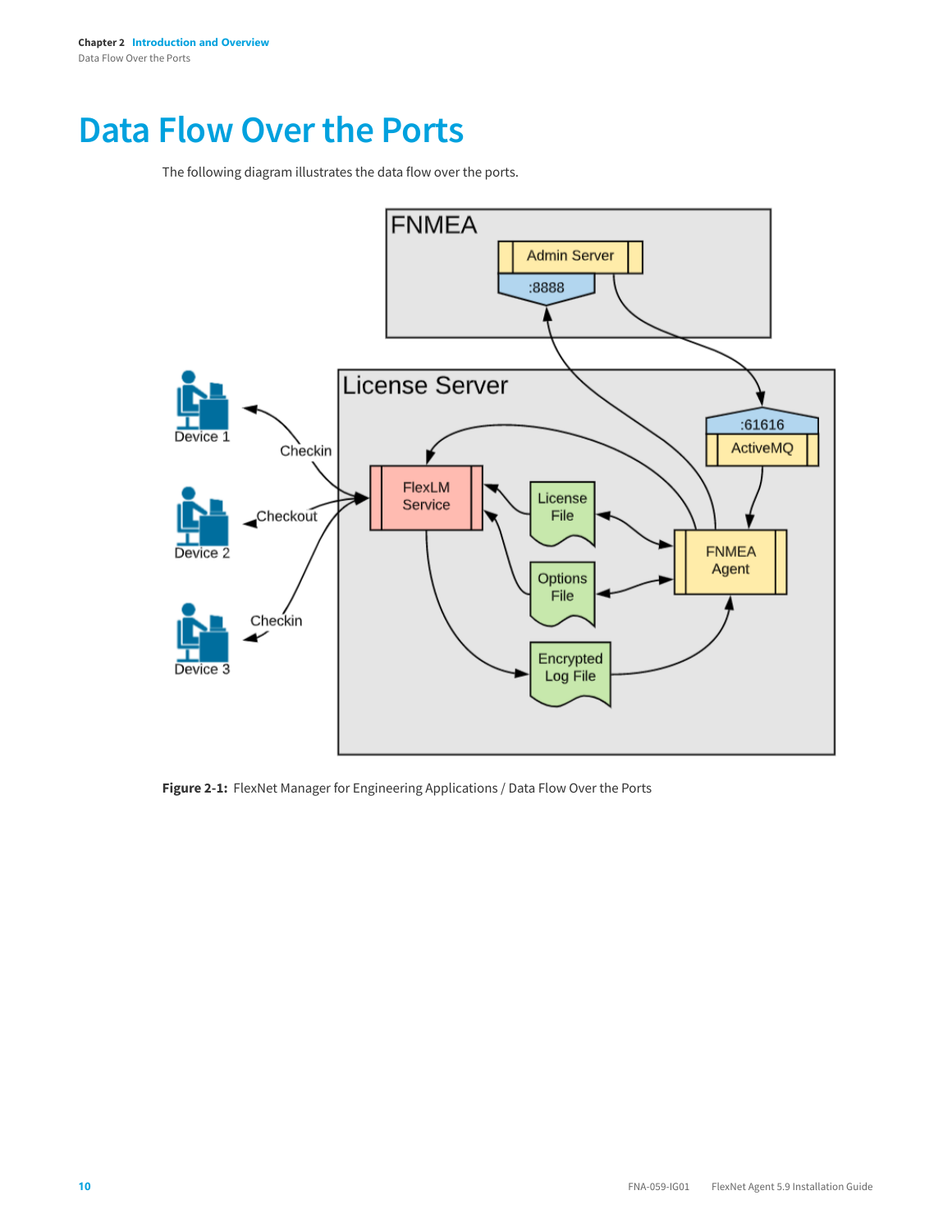# Data Flow Over the Ports

The following diagram illustrates the data flow over the ports.

**Figure 2-1:** FlexNet Manager for Engineering Applications / Data Flow Over the Ports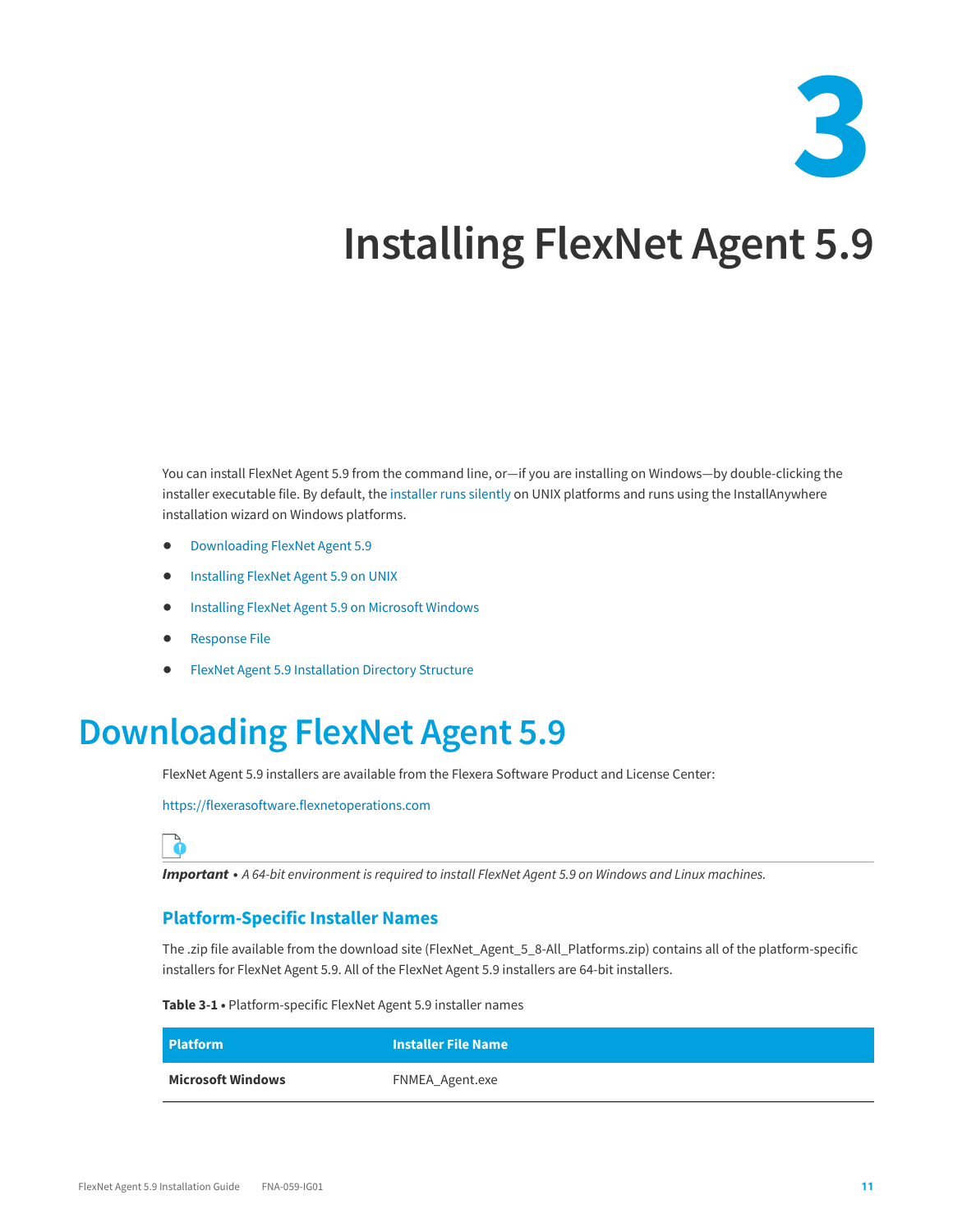# 3

# Installing FlexNet Agent 5.9

You can install FlexNet Agent 5.9 from the command line, or—if you are installing on Windows—by double-clicking the installer executable file. By default, the installer runs silently on UNIX platforms and runs using the InstallAnywhere installation wizard on Windows platforms.

- Downloading FlexNet Agent 5.9
- Installing FlexNet Agent 5.9 on UNIX
- Installing FlexNet Agent 5.9 on Microsoft Windows
- Response File
- FlexNet Agent 5.9 Installation Directory Structure

## Downloading FlexNet Agent 5.9

FlexNet Agent 5.9 installers are available from the Flexera Software Product and License Center:

https://flexerasoftware.flexnetoperations.com

***Important** • A 64-bit environment is required to install FlexNet Agent 5.9 on Windows and Linux machines.*

### Platform-Specific Installer Names

The .zip file available from the download site (FlexNet_Agent_5_8-All_Platforms.zip) contains all of the platform-specific installers for FlexNet Agent 5.9. All of the FlexNet Agent 5.9 installers are 64-bit installers.

**Table 3-1** • Platform-specific FlexNet Agent 5.9 installer names

| Platform | Installer File Name |
|---|---|
| **Microsoft Windows** | FNMEA_Agent.exe |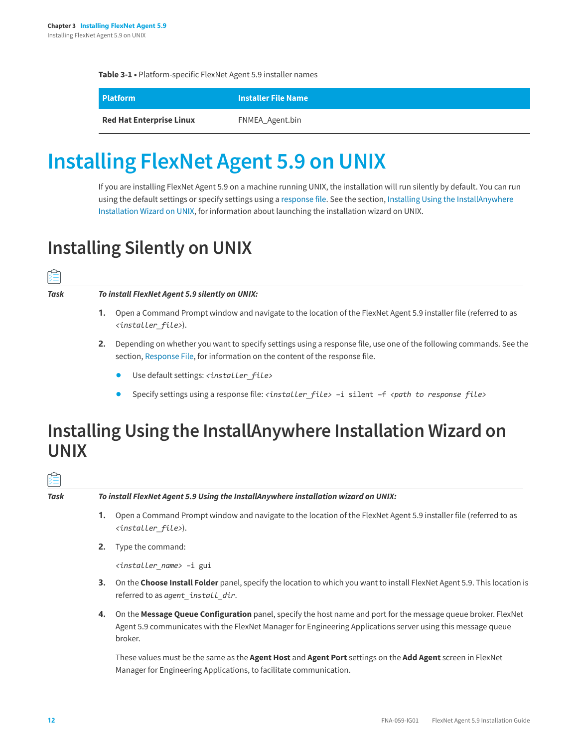**Table 3-1 •** Platform-specific FlexNet Agent 5.9 installer names

| Platform | Installer File Name |
| --- | --- |
| **Red Hat Enterprise Linux** | FNMEA_Agent.bin |

# Installing FlexNet Agent 5.9 on UNIX

If you are installing FlexNet Agent 5.9 on a machine running UNIX, the installation will run silently by default. You can run using the default settings or specify settings using a response file. See the section, Installing Using the InstallAnywhere Installation Wizard on UNIX, for information about launching the installation wizard on UNIX.

## Installing Silently on UNIX

*Task* ***To install FlexNet Agent 5.9 silently on UNIX:***

1. Open a Command Prompt window and navigate to the location of the FlexNet Agent 5.9 installer file (referred to as `<installer_file>`).
2. Depending on whether you want to specify settings using a response file, use one of the following commands. See the section, Response File, for information on the content of the response file.
    - Use default settings: `<installer_file>`
    - Specify settings using a response file: `<installer_file> -i silent -f <path to response file>`

## Installing Using the InstallAnywhere Installation Wizard on UNIX

*Task* ***To install FlexNet Agent 5.9 Using the InstallAnywhere installation wizard on UNIX:***

1. Open a Command Prompt window and navigate to the location of the FlexNet Agent 5.9 installer file (referred to as `<installer_file>`).
2. Type the command:

    ```
    <installer_name> -i gui
    ```

3. On the **Choose Install Folder** panel, specify the location to which you want to install FlexNet Agent 5.9. This location is referred to as *agent_install_dir*.
4. On the **Message Queue Configuration** panel, specify the host name and port for the message queue broker. FlexNet Agent 5.9 communicates with the FlexNet Manager for Engineering Applications server using this message queue broker.

    These values must be the same as the **Agent Host** and **Agent Port** settings on the **Add Agent** screen in FlexNet Manager for Engineering Applications, to facilitate communication.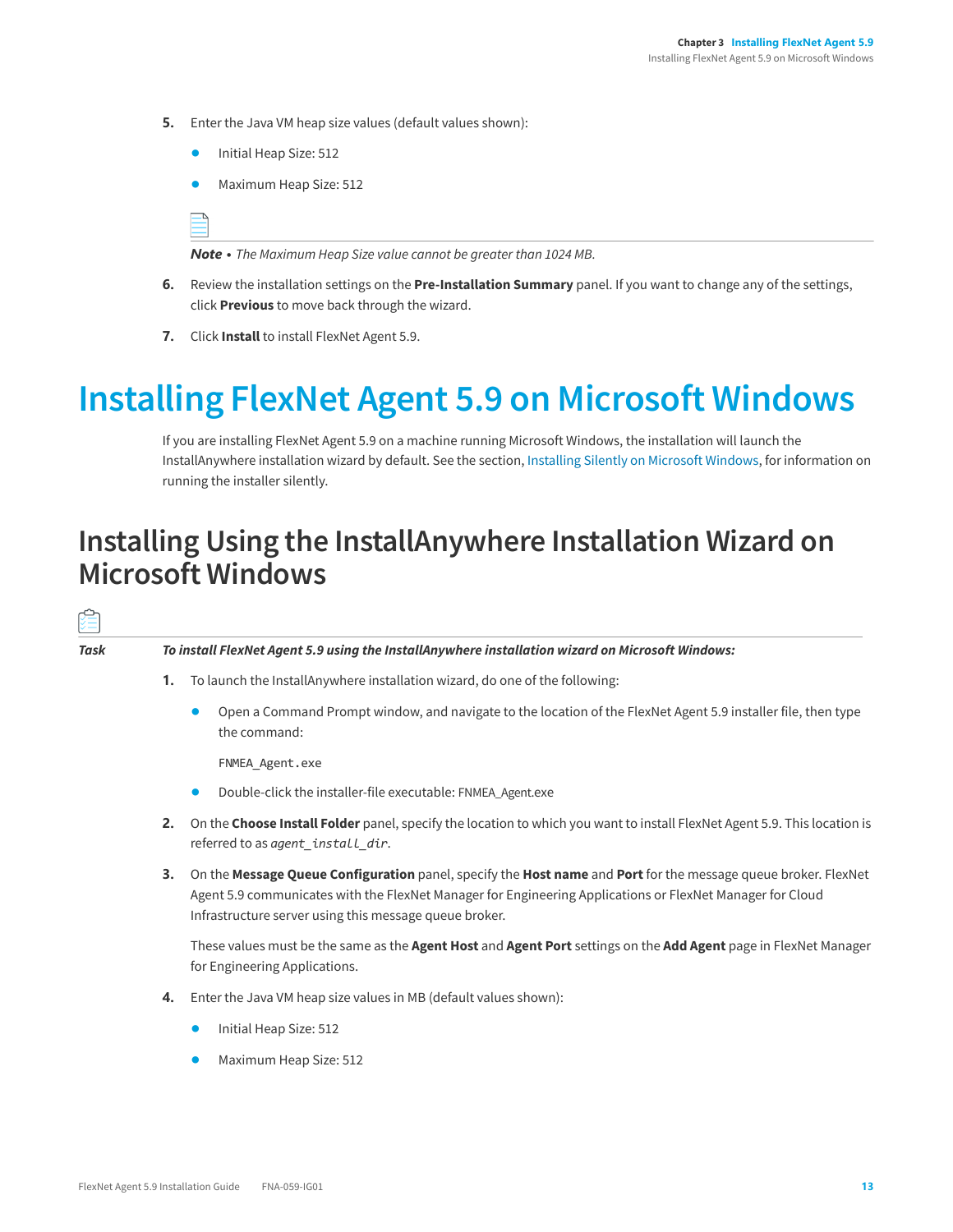5. Enter the Java VM heap size values (default values shown):

    - Initial Heap Size: 512
    - Maximum Heap Size: 512

    ***Note •** The Maximum Heap Size value cannot be greater than 1024 MB.*

6. Review the installation settings on the **Pre-Installation Summary** panel. If you want to change any of the settings, click **Previous** to move back through the wizard.

7. Click **Install** to install FlexNet Agent 5.9.

# Installing FlexNet Agent 5.9 on Microsoft Windows

If you are installing FlexNet Agent 5.9 on a machine running Microsoft Windows, the installation will launch the InstallAnywhere installation wizard by default. See the section, Installing Silently on Microsoft Windows, for information on running the installer silently.

## Installing Using the InstallAnywhere Installation Wizard on Microsoft Windows

***Task*** ***To install FlexNet Agent 5.9 using the InstallAnywhere installation wizard on Microsoft Windows:***

1. To launch the InstallAnywhere installation wizard, do one of the following:

    - Open a Command Prompt window, and navigate to the location of the FlexNet Agent 5.9 installer file, then type the command:

      ```
      FNMEA_Agent.exe
      ```

    - Double-click the installer-file executable: FNMEA_Agent.exe

2. On the **Choose Install Folder** panel, specify the location to which you want to install FlexNet Agent 5.9. This location is referred to as *agent_install_dir*.

3. On the **Message Queue Configuration** panel, specify the **Host name** and **Port** for the message queue broker. FlexNet Agent 5.9 communicates with the FlexNet Manager for Engineering Applications or FlexNet Manager for Cloud Infrastructure server using this message queue broker.

    These values must be the same as the **Agent Host** and **Agent Port** settings on the **Add Agent** page in FlexNet Manager for Engineering Applications.

4. Enter the Java VM heap size values in MB (default values shown):

    - Initial Heap Size: 512
    - Maximum Heap Size: 512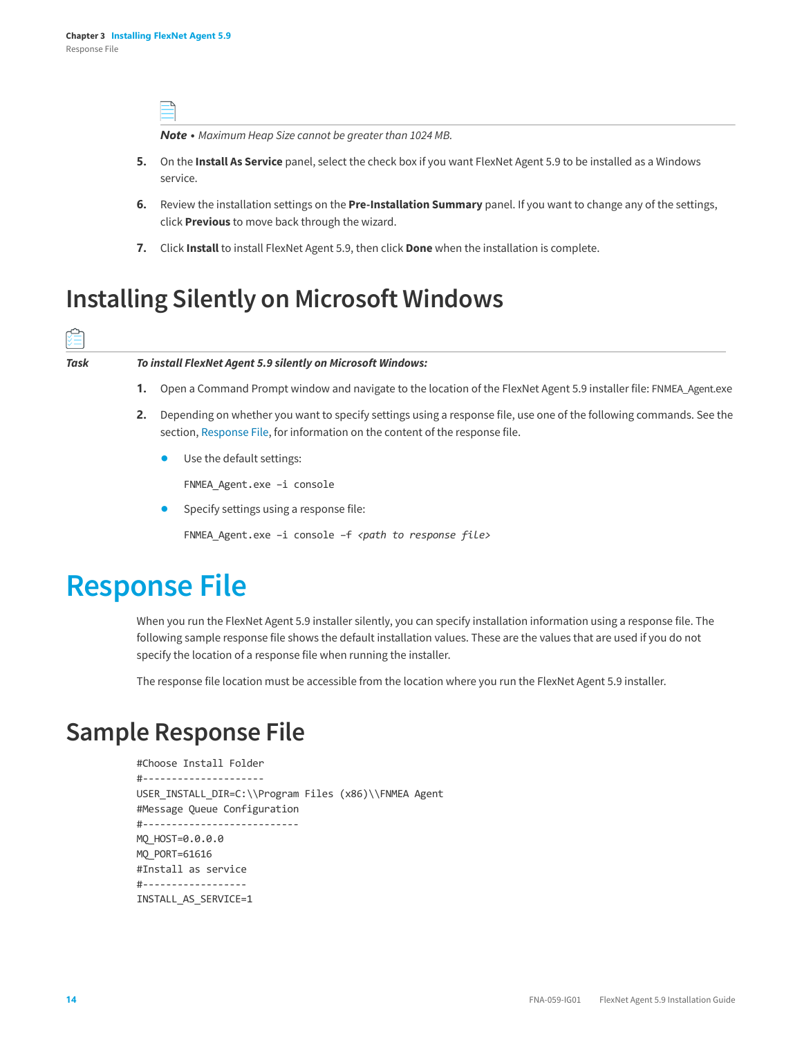**Note** • *Maximum Heap Size cannot be greater than 1024 MB.*

5. On the **Install As Service** panel, select the check box if you want FlexNet Agent 5.9 to be installed as a Windows service.

6. Review the installation settings on the **Pre-Installation Summary** panel. If you want to change any of the settings, click **Previous** to move back through the wizard.

7. Click **Install** to install FlexNet Agent 5.9, then click **Done** when the installation is complete.

## Installing Silently on Microsoft Windows

**Task** ***To install FlexNet Agent 5.9 silently on Microsoft Windows:***

1. Open a Command Prompt window and navigate to the location of the FlexNet Agent 5.9 installer file: FNMEA_Agent.exe

2. Depending on whether you want to specify settings using a response file, use one of the following commands. See the section, Response File, for information on the content of the response file.

   - Use the default settings:

     ```
     FNMEA_Agent.exe –i console
     ```

   - Specify settings using a response file:

     ```
     FNMEA_Agent.exe –i console –f <path to response file>
     ```

# Response File

When you run the FlexNet Agent 5.9 installer silently, you can specify installation information using a response file. The following sample response file shows the default installation values. These are the values that are used if you do not specify the location of a response file when running the installer.

The response file location must be accessible from the location where you run the FlexNet Agent 5.9 installer.

## Sample Response File

```
#Choose Install Folder
#---------------------
USER_INSTALL_DIR=C:\\Program Files (x86)\\FNMEA Agent
#Message Queue Configuration
#---------------------------
MQ_HOST=0.0.0.0
MQ_PORT=61616
#Install as service
#------------------
INSTALL_AS_SERVICE=1
```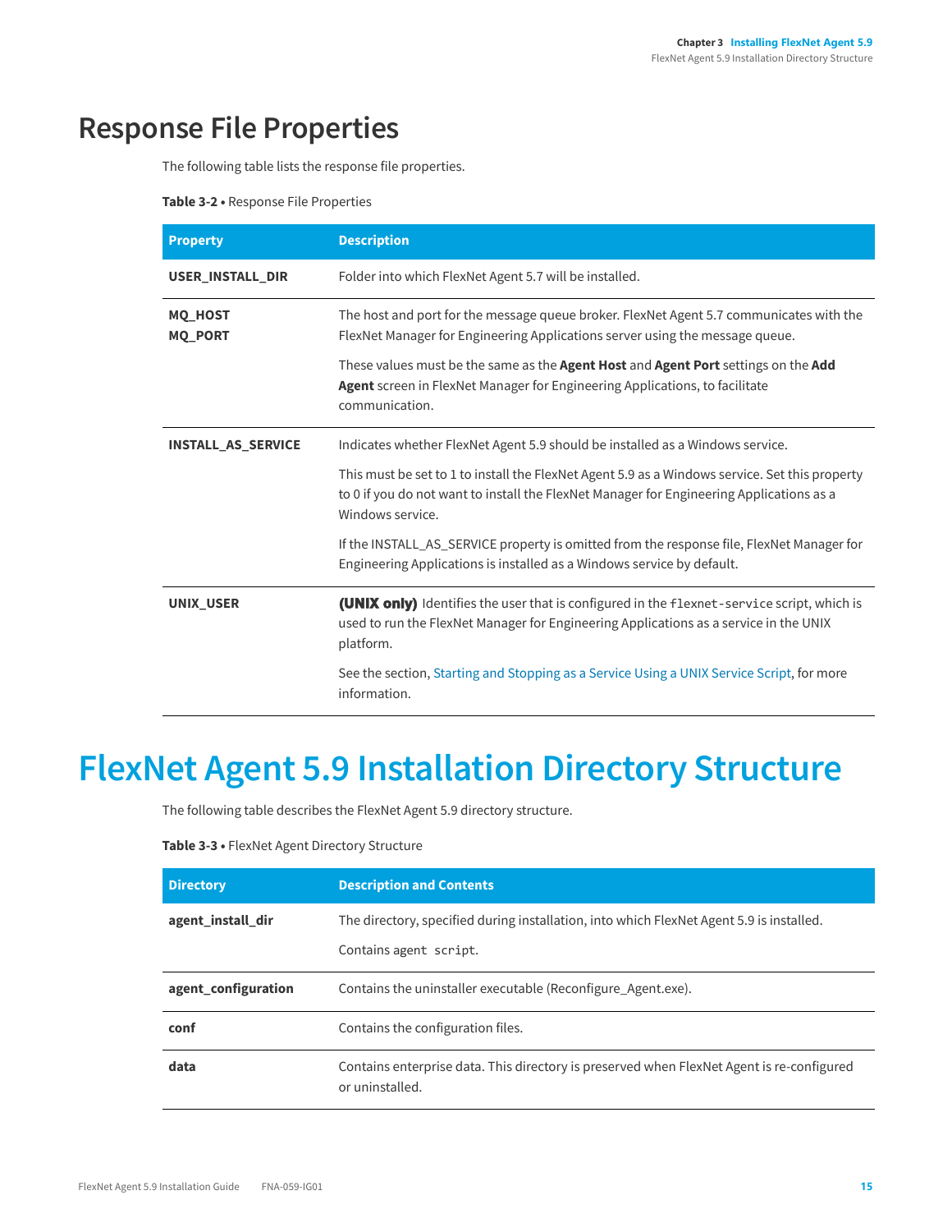## Response File Properties

The following table lists the response file properties.

**Table 3-2 •** Response File Properties

| Property | Description |
|---|---|
| **USER_INSTALL_DIR** | Folder into which FlexNet Agent 5.7 will be installed. |
| **MQ_HOST**<br>**MQ_PORT** | The host and port for the message queue broker. FlexNet Agent 5.7 communicates with the FlexNet Manager for Engineering Applications server using the message queue.<br><br>These values must be the same as the **Agent Host** and **Agent Port** settings on the **Add Agent** screen in FlexNet Manager for Engineering Applications, to facilitate communication. |
| **INSTALL_AS_SERVICE** | Indicates whether FlexNet Agent 5.9 should be installed as a Windows service.<br><br>This must be set to 1 to install the FlexNet Agent 5.9 as a Windows service. Set this property to 0 if you do not want to install the FlexNet Manager for Engineering Applications as a Windows service.<br><br>If the INSTALL_AS_SERVICE property is omitted from the response file, FlexNet Manager for Engineering Applications is installed as a Windows service by default. |
| **UNIX_USER** | **(UNIX only)** Identifies the user that is configured in the `flexnet-service` script, which is used to run the FlexNet Manager for Engineering Applications as a service in the UNIX platform.<br><br>See the section, Starting and Stopping as a Service Using a UNIX Service Script, for more information. |

# FlexNet Agent 5.9 Installation Directory Structure

The following table describes the FlexNet Agent 5.9 directory structure.

**Table 3-3 •** FlexNet Agent Directory Structure

| Directory | Description and Contents |
|---|---|
| **agent_install_dir** | The directory, specified during installation, into which FlexNet Agent 5.9 is installed.<br><br>Contains `agent script`. |
| **agent_configuration** | Contains the uninstaller executable (Reconfigure_Agent.exe). |
| **conf** | Contains the configuration files. |
| **data** | Contains enterprise data. This directory is preserved when FlexNet Agent is re-configured or uninstalled. |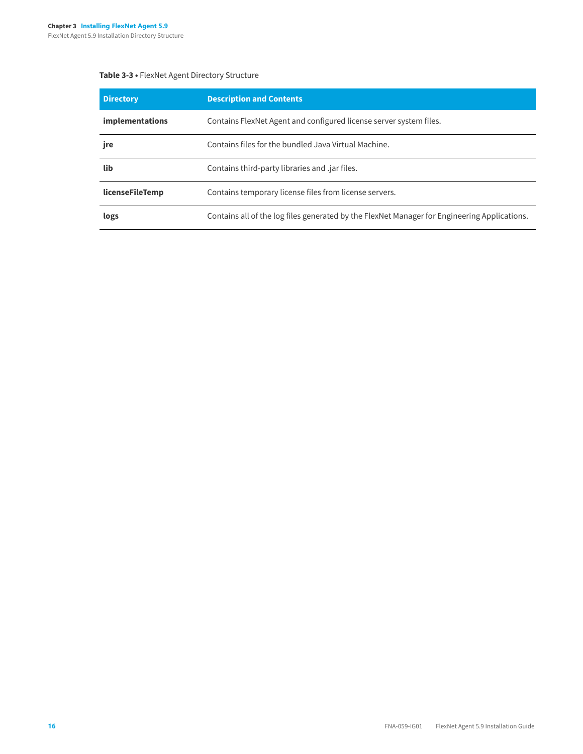**Table 3-3 •** FlexNet Agent Directory Structure

| Directory | Description and Contents |
| --- | --- |
| **implementations** | Contains FlexNet Agent and configured license server system files. |
| **jre** | Contains files for the bundled Java Virtual Machine. |
| **lib** | Contains third-party libraries and .jar files. |
| **licenseFileTemp** | Contains temporary license files from license servers. |
| **logs** | Contains all of the log files generated by the FlexNet Manager for Engineering Applications. |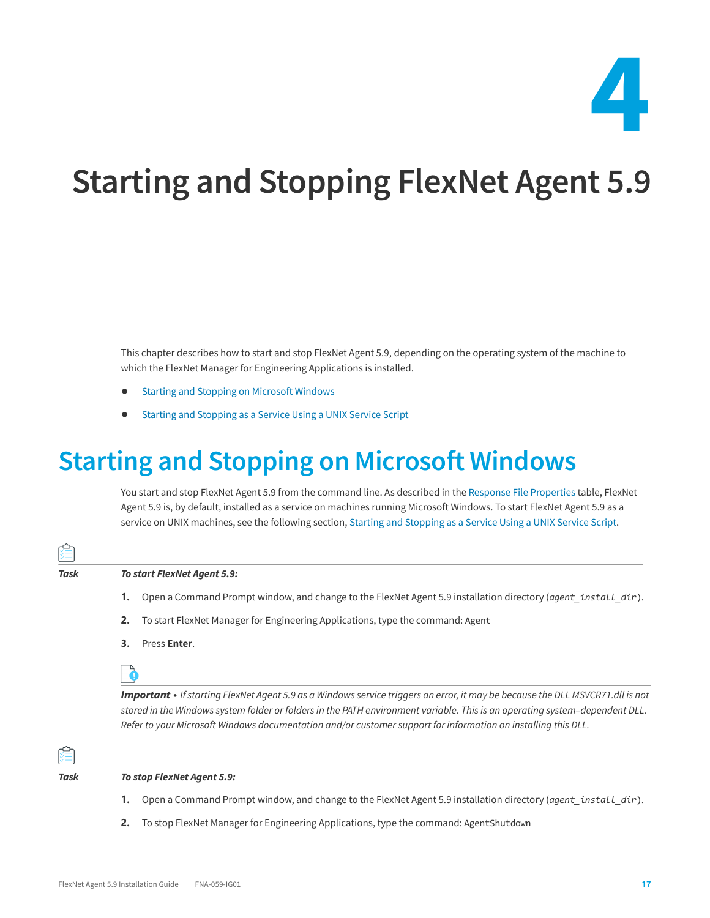# 4

# Starting and Stopping FlexNet Agent 5.9

This chapter describes how to start and stop FlexNet Agent 5.9, depending on the operating system of the machine to which the FlexNet Manager for Engineering Applications is installed.

- Starting and Stopping on Microsoft Windows
- Starting and Stopping as a Service Using a UNIX Service Script

## Starting and Stopping on Microsoft Windows

You start and stop FlexNet Agent 5.9 from the command line. As described in the Response File Properties table, FlexNet Agent 5.9 is, by default, installed as a service on machines running Microsoft Windows. To start FlexNet Agent 5.9 as a service on UNIX machines, see the following section, Starting and Stopping as a Service Using a UNIX Service Script.

**Task** ***To start FlexNet Agent 5.9:***

1. Open a Command Prompt window, and change to the FlexNet Agent 5.9 installation directory (`agent_install_dir`).
2. To start FlexNet Manager for Engineering Applications, type the command: `Agent`
3. Press **Enter**.

***Important •*** *If starting FlexNet Agent 5.9 as a Windows service triggers an error, it may be because the DLL MSVCR71.dll is not stored in the Windows system folder or folders in the PATH environment variable. This is an operating system–dependent DLL. Refer to your Microsoft Windows documentation and/or customer support for information on installing this DLL.*

**Task** ***To stop FlexNet Agent 5.9:***

1. Open a Command Prompt window, and change to the FlexNet Agent 5.9 installation directory (`agent_install_dir`).
2. To stop FlexNet Manager for Engineering Applications, type the command: `AgentShutdown`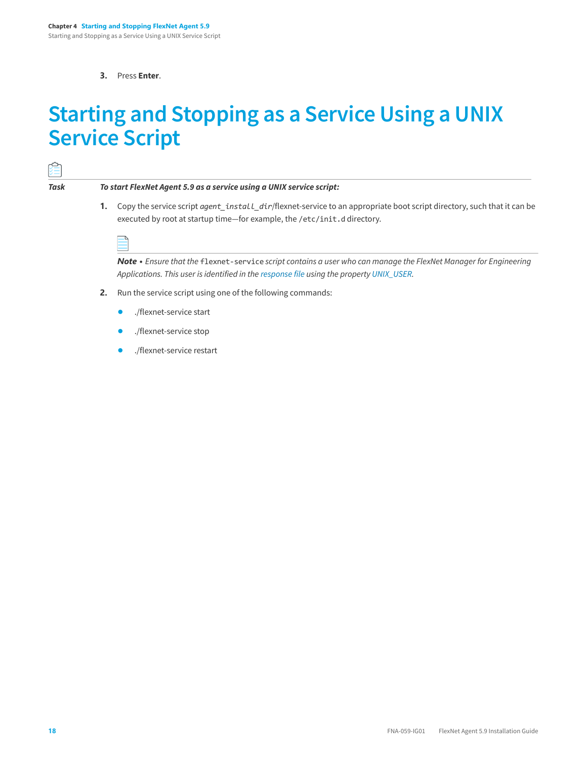3. Press **Enter**.

# Starting and Stopping as a Service Using a UNIX Service Script

*Task* ***To start FlexNet Agent 5.9 as a service using a UNIX service script:***

1. Copy the service script *agent_install_dir*/flexnet-service to an appropriate boot script directory, such that it can be executed by root at startup time—for example, the `/etc/init.d` directory.

   ***Note •*** *Ensure that the* `flexnet-service` *script contains a user who can manage the FlexNet Manager for Engineering Applications. This user is identified in the response file using the property UNIX_USER.*

2. Run the service script using one of the following commands:

   - ./flexnet-service start
   - ./flexnet-service stop
   - ./flexnet-service restart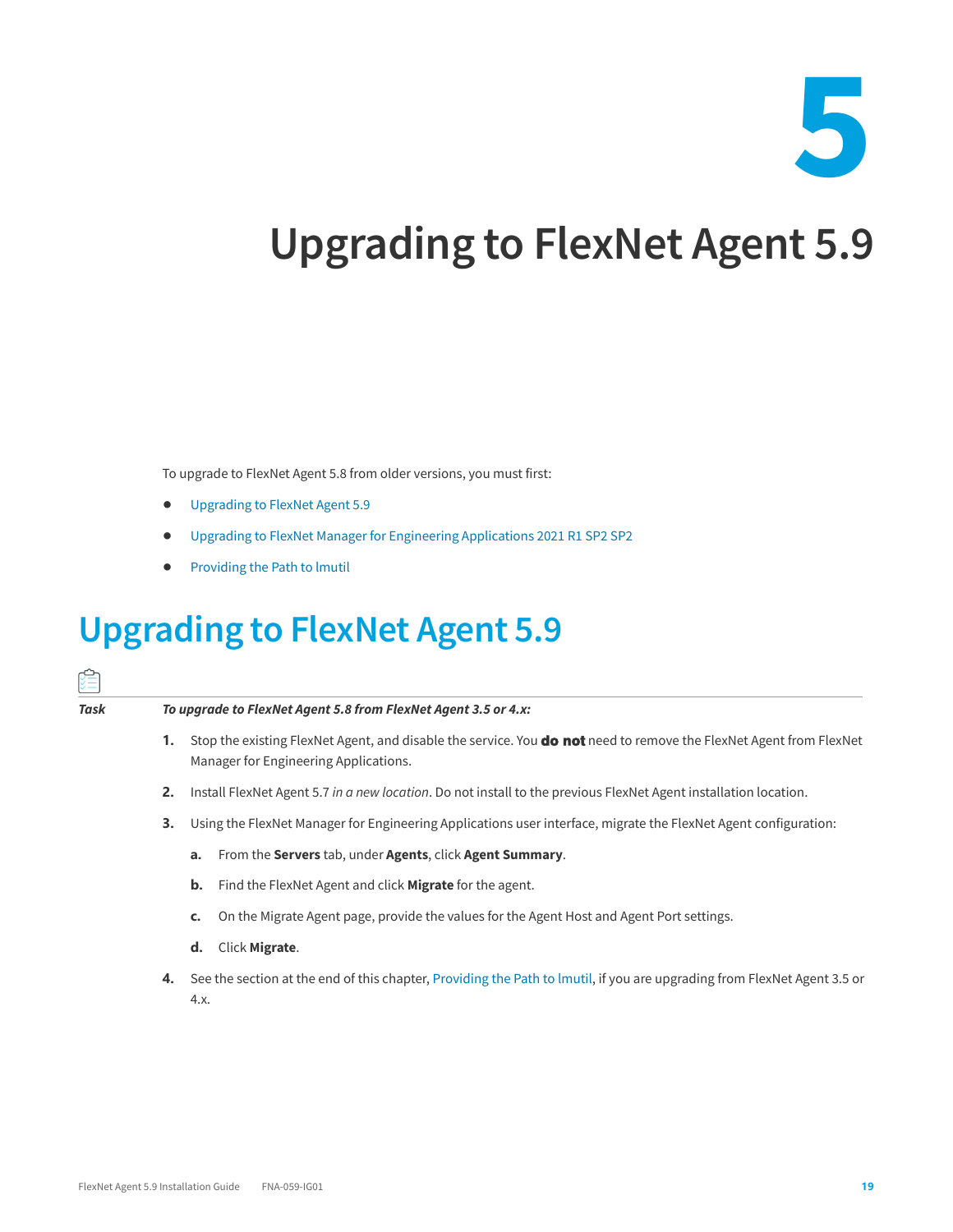# 5

# Upgrading to FlexNet Agent 5.9

To upgrade to FlexNet Agent 5.8 from older versions, you must first:

- Upgrading to FlexNet Agent 5.9
- Upgrading to FlexNet Manager for Engineering Applications 2021 R1 SP2 SP2
- Providing the Path to lmutil

## Upgrading to FlexNet Agent 5.9

**Task** ***To upgrade to FlexNet Agent 5.8 from FlexNet Agent 3.5 or 4.x:***

1. Stop the existing FlexNet Agent, and disable the service. You **do not** need to remove the FlexNet Agent from FlexNet Manager for Engineering Applications.
2. Install FlexNet Agent 5.7 *in a new location*. Do not install to the previous FlexNet Agent installation location.
3. Using the FlexNet Manager for Engineering Applications user interface, migrate the FlexNet Agent configuration:
    a. From the **Servers** tab, under **Agents**, click **Agent Summary**.
    b. Find the FlexNet Agent and click **Migrate** for the agent.
    c. On the Migrate Agent page, provide the values for the Agent Host and Agent Port settings.
    d. Click **Migrate**.
4. See the section at the end of this chapter, Providing the Path to lmutil, if you are upgrading from FlexNet Agent 3.5 or 4.x.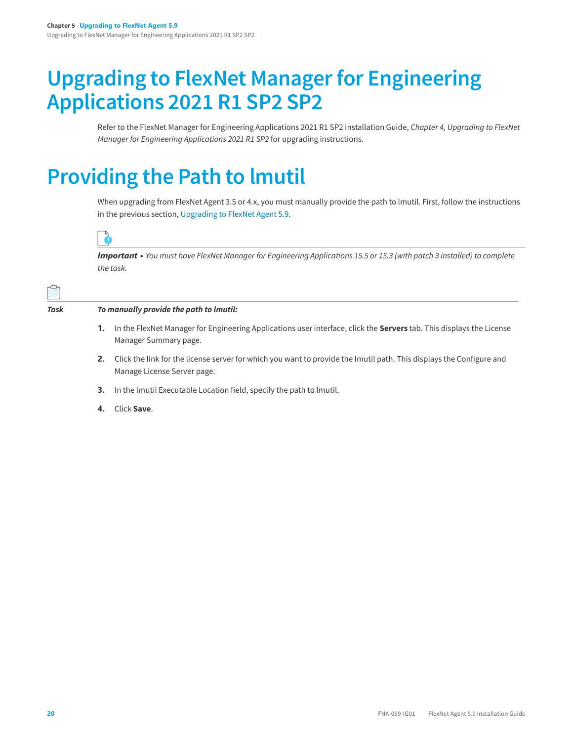# Upgrading to FlexNet Manager for Engineering Applications 2021 R1 SP2 SP2

Refer to the FlexNet Manager for Engineering Applications 2021 R1 SP2 Installation Guide, *Chapter 4, Upgrading to FlexNet Manager for Engineering Applications 2021 R1 SP2* for upgrading instructions.

# Providing the Path to lmutil

When upgrading from FlexNet Agent 3.5 or 4.x, you must manually provide the path to lmutil. First, follow the instructions in the previous section, Upgrading to FlexNet Agent 5.9.

***Important** • You must have FlexNet Manager for Engineering Applications 15.5 or 15.3 (with patch 3 installed) to complete the task.*

***Task*** ***To manually provide the path to lmutil:***

1. In the FlexNet Manager for Engineering Applications user interface, click the **Servers** tab. This displays the License Manager Summary page.
2. Click the link for the license server for which you want to provide the lmutil path. This displays the Configure and Manage License Server page.
3. In the lmutil Executable Location field, specify the path to lmutil.
4. Click **Save**.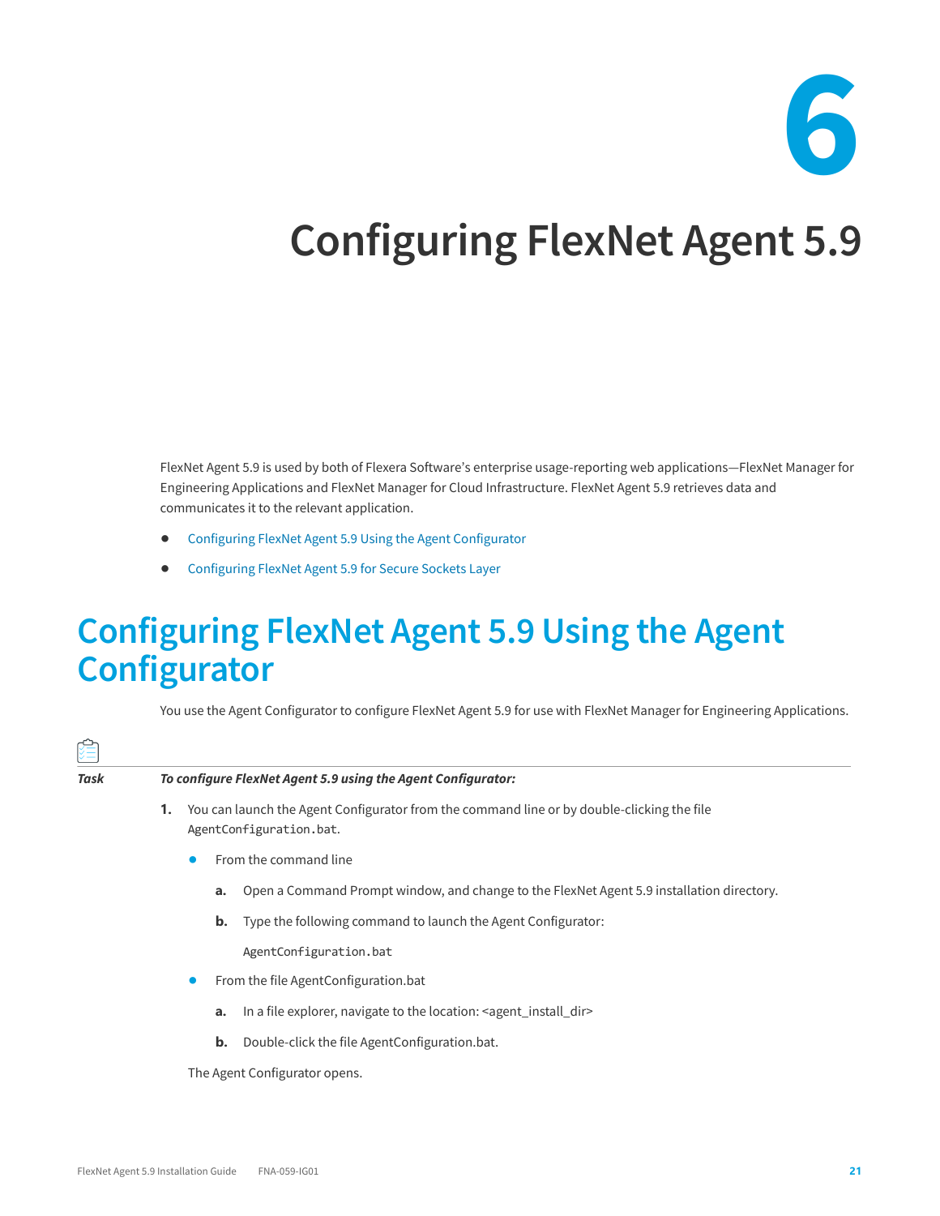# 6

# Configuring FlexNet Agent 5.9

FlexNet Agent 5.9 is used by both of Flexera Software's enterprise usage-reporting web applications—FlexNet Manager for Engineering Applications and FlexNet Manager for Cloud Infrastructure. FlexNet Agent 5.9 retrieves data and communicates it to the relevant application.

- Configuring FlexNet Agent 5.9 Using the Agent Configurator
- Configuring FlexNet Agent 5.9 for Secure Sockets Layer

## Configuring FlexNet Agent 5.9 Using the Agent Configurator

You use the Agent Configurator to configure FlexNet Agent 5.9 for use with FlexNet Manager for Engineering Applications.

**Task** ***To configure FlexNet Agent 5.9 using the Agent Configurator:***

1. You can launch the Agent Configurator from the command line or by double-clicking the file `AgentConfiguration.bat`.
   - From the command line
     a. Open a Command Prompt window, and change to the FlexNet Agent 5.9 installation directory.
     b. Type the following command to launch the Agent Configurator:

        ```
        AgentConfiguration.bat
        ```
   - From the file AgentConfiguration.bat
     a. In a file explorer, navigate to the location: <agent_install_dir>
     b. Double-click the file AgentConfiguration.bat.

   The Agent Configurator opens.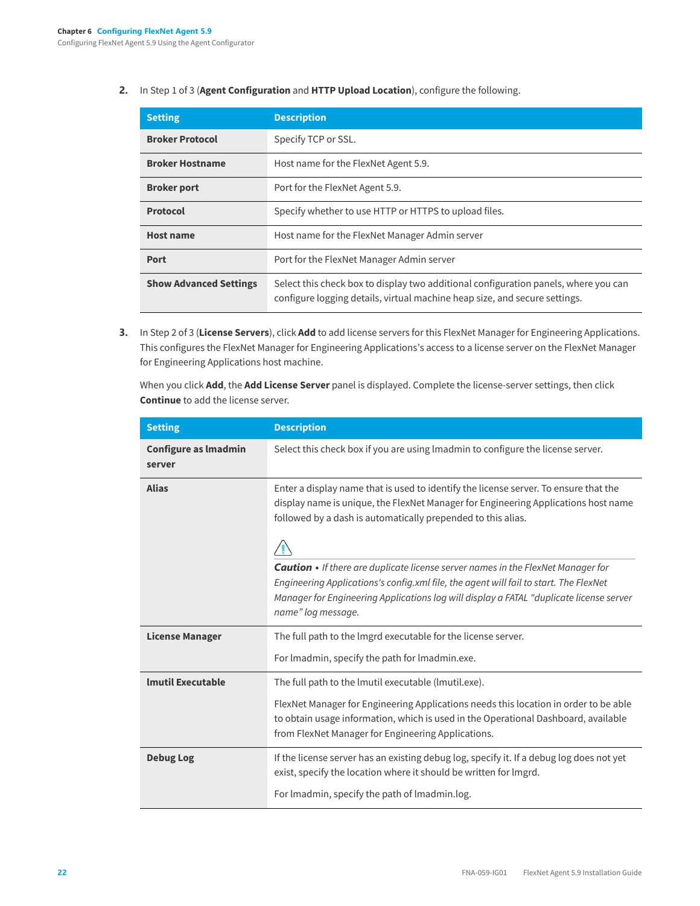2. In Step 1 of 3 (**Agent Configuration** and **HTTP Upload Location**), configure the following.

| Setting | Description |
|---|---|
| **Broker Protocol** | Specify TCP or SSL. |
| **Broker Hostname** | Host name for the FlexNet Agent 5.9. |
| **Broker port** | Port for the FlexNet Agent 5.9. |
| **Protocol** | Specify whether to use HTTP or HTTPS to upload files. |
| **Host name** | Host name for the FlexNet Manager Admin server |
| **Port** | Port for the FlexNet Manager Admin server |
| **Show Advanced Settings** | Select this check box to display two additional configuration panels, where you can configure logging details, virtual machine heap size, and secure settings. |

3. In Step 2 of 3 (**License Servers**), click **Add** to add license servers for this FlexNet Manager for Engineering Applications. This configures the FlexNet Manager for Engineering Applications's access to a license server on the FlexNet Manager for Engineering Applications host machine.

   When you click **Add**, the **Add License Server** panel is displayed. Complete the license-server settings, then click **Continue** to add the license server.

| Setting | Description |
|---|---|
| **Configure as lmadmin server** | Select this check box if you are using lmadmin to configure the license server. |
| **Alias** | Enter a display name that is used to identify the license server. To ensure that the display name is unique, the FlexNet Manager for Engineering Applications host name followed by a dash is automatically prepended to this alias.<br><br>***Caution •*** *If there are duplicate license server names in the FlexNet Manager for Engineering Applications's config.xml file, the agent will fail to start. The FlexNet Manager for Engineering Applications log will display a FATAL "duplicate license server name" log message.* |
| **License Manager** | The full path to the lmgrd executable for the license server.<br><br>For lmadmin, specify the path for lmadmin.exe. |
| **lmutil Executable** | The full path to the lmutil executable (lmutil.exe).<br><br>FlexNet Manager for Engineering Applications needs this location in order to be able to obtain usage information, which is used in the Operational Dashboard, available from FlexNet Manager for Engineering Applications. |
| **Debug Log** | If the license server has an existing debug log, specify it. If a debug log does not yet exist, specify the location where it should be written for lmgrd.<br><br>For lmadmin, specify the path of lmadmin.log. |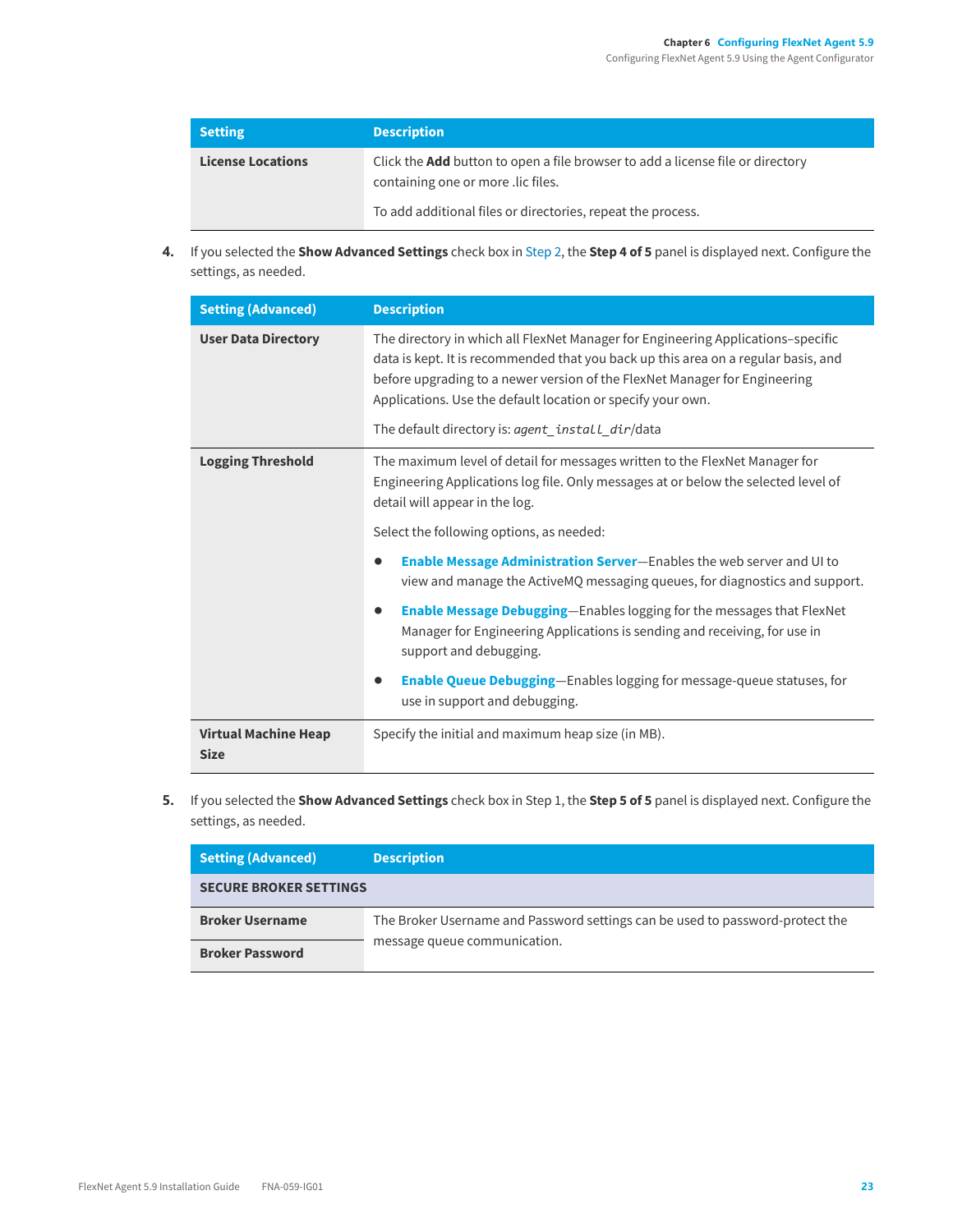| Setting | Description |
| --- | --- |
| **License Locations** | Click the **Add** button to open a file browser to add a license file or directory containing one or more .lic files.<br><br>To add additional files or directories, repeat the process. |

4. If you selected the **Show Advanced Settings** check box in Step 2, the **Step 4 of 5** panel is displayed next. Configure the settings, as needed.

| Setting (Advanced) | Description |
| --- | --- |
| **User Data Directory** | The directory in which all FlexNet Manager for Engineering Applications–specific data is kept. It is recommended that you back up this area on a regular basis, and before upgrading to a newer version of the FlexNet Manager for Engineering Applications. Use the default location or specify your own.<br><br>The default directory is: *agent_install_dir*/data |
| **Logging Threshold** | The maximum level of detail for messages written to the FlexNet Manager for Engineering Applications log file. Only messages at or below the selected level of detail will appear in the log.<br><br>Select the following options, as needed:<br><br>• **Enable Message Administration Server**—Enables the web server and UI to view and manage the ActiveMQ messaging queues, for diagnostics and support.<br><br>• **Enable Message Debugging**—Enables logging for the messages that FlexNet Manager for Engineering Applications is sending and receiving, for use in support and debugging.<br><br>• **Enable Queue Debugging**—Enables logging for message-queue statuses, for use in support and debugging. |
| **Virtual Machine Heap Size** | Specify the initial and maximum heap size (in MB). |

5. If you selected the **Show Advanced Settings** check box in Step 1, the **Step 5 of 5** panel is displayed next. Configure the settings, as needed.

| Setting (Advanced) | Description |
| --- | --- |
| **SECURE BROKER SETTINGS** | |
| **Broker Username** | The Broker Username and Password settings can be used to password-protect the message queue communication. |
| **Broker Password** | |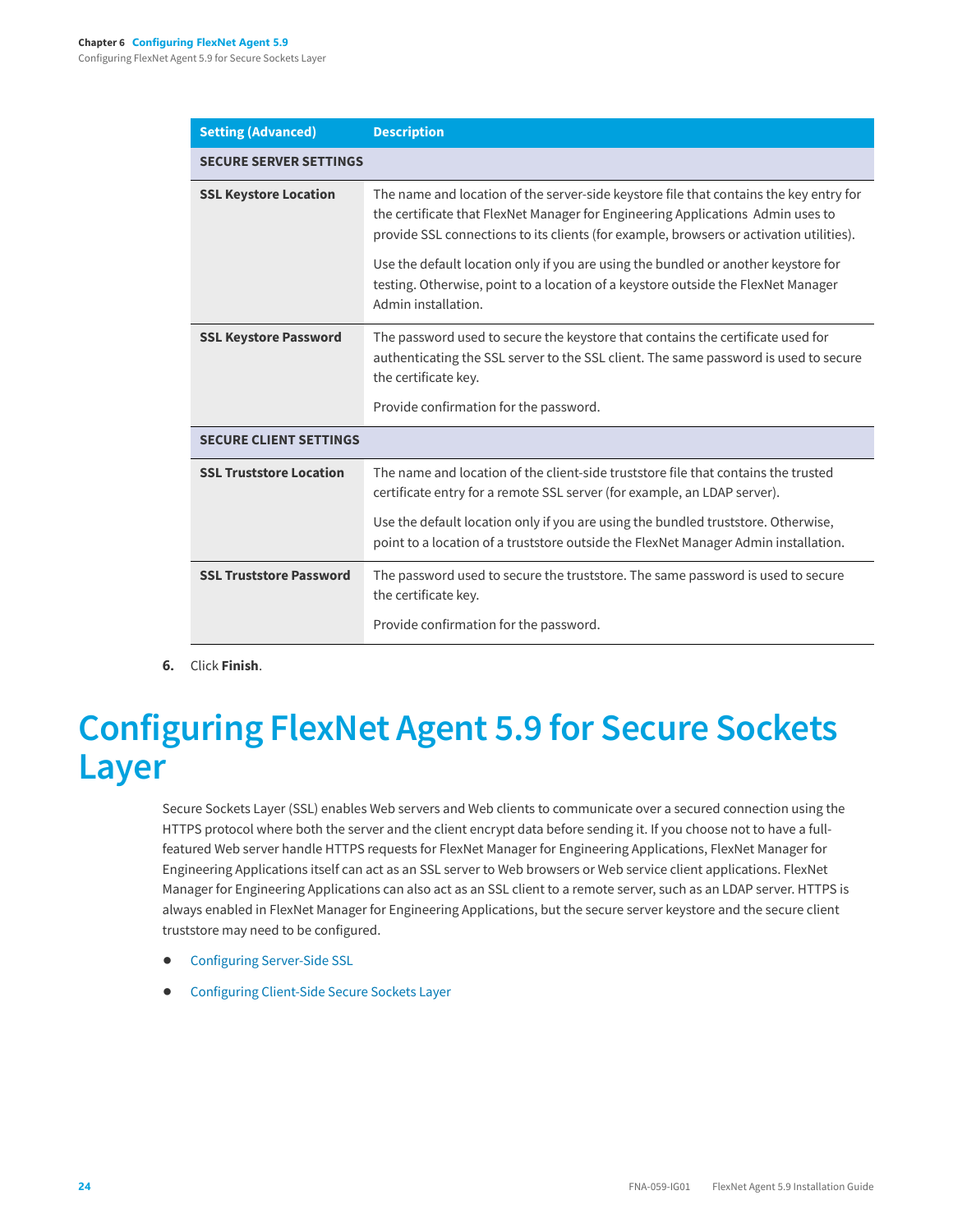| Setting (Advanced) | Description |
| --- | --- |
| **SECURE SERVER SETTINGS** | |
| **SSL Keystore Location** | The name and location of the server-side keystore file that contains the key entry for the certificate that FlexNet Manager for Engineering Applications Admin uses to provide SSL connections to its clients (for example, browsers or activation utilities).<br><br>Use the default location only if you are using the bundled or another keystore for testing. Otherwise, point to a location of a keystore outside the FlexNet Manager Admin installation. |
| **SSL Keystore Password** | The password used to secure the keystore that contains the certificate used for authenticating the SSL server to the SSL client. The same password is used to secure the certificate key.<br><br>Provide confirmation for the password. |
| **SECURE CLIENT SETTINGS** | |
| **SSL Truststore Location** | The name and location of the client-side truststore file that contains the trusted certificate entry for a remote SSL server (for example, an LDAP server).<br><br>Use the default location only if you are using the bundled truststore. Otherwise, point to a location of a truststore outside the FlexNet Manager Admin installation. |
| **SSL Truststore Password** | The password used to secure the truststore. The same password is used to secure the certificate key.<br><br>Provide confirmation for the password. |

6. Click **Finish**.

# Configuring FlexNet Agent 5.9 for Secure Sockets Layer

Secure Sockets Layer (SSL) enables Web servers and Web clients to communicate over a secured connection using the HTTPS protocol where both the server and the client encrypt data before sending it. If you choose not to have a full-featured Web server handle HTTPS requests for FlexNet Manager for Engineering Applications, FlexNet Manager for Engineering Applications itself can act as an SSL server to Web browsers or Web service client applications. FlexNet Manager for Engineering Applications can also act as an SSL client to a remote server, such as an LDAP server. HTTPS is always enabled in FlexNet Manager for Engineering Applications, but the secure server keystore and the secure client truststore may need to be configured.

- Configuring Server-Side SSL
- Configuring Client-Side Secure Sockets Layer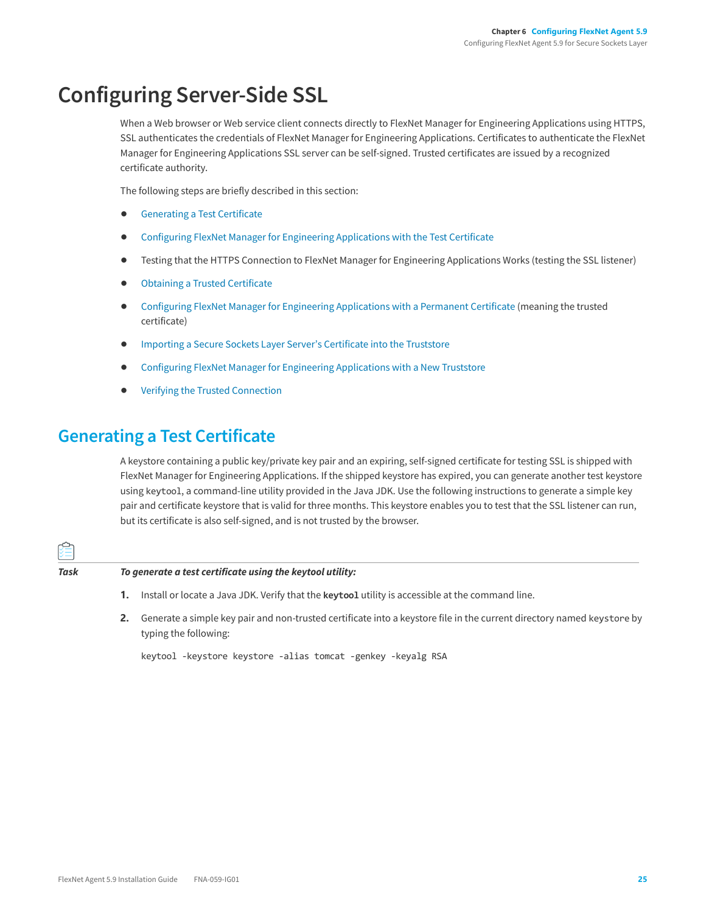# Configuring Server-Side SSL

When a Web browser or Web service client connects directly to FlexNet Manager for Engineering Applications using HTTPS, SSL authenticates the credentials of FlexNet Manager for Engineering Applications. Certificates to authenticate the FlexNet Manager for Engineering Applications SSL server can be self-signed. Trusted certificates are issued by a recognized certificate authority.

The following steps are briefly described in this section:

- Generating a Test Certificate
- Configuring FlexNet Manager for Engineering Applications with the Test Certificate
- Testing that the HTTPS Connection to FlexNet Manager for Engineering Applications Works (testing the SSL listener)
- Obtaining a Trusted Certificate
- Configuring FlexNet Manager for Engineering Applications with a Permanent Certificate (meaning the trusted certificate)
- Importing a Secure Sockets Layer Server's Certificate into the Truststore
- Configuring FlexNet Manager for Engineering Applications with a New Truststore
- Verifying the Trusted Connection

## Generating a Test Certificate

A keystore containing a public key/private key pair and an expiring, self-signed certificate for testing SSL is shipped with FlexNet Manager for Engineering Applications. If the shipped keystore has expired, you can generate another test keystore using `keytool`, a command-line utility provided in the Java JDK. Use the following instructions to generate a simple key pair and certificate keystore that is valid for three months. This keystore enables you to test that the SSL listener can run, but its certificate is also self-signed, and is not trusted by the browser.

***Task*** ***To generate a test certificate using the keytool utility:***

1. Install or locate a Java JDK. Verify that the **`keytool`** utility is accessible at the command line.
2. Generate a simple key pair and non-trusted certificate into a keystore file in the current directory named `keystore` by typing the following:

```
keytool -keystore keystore -alias tomcat -genkey -keyalg RSA
```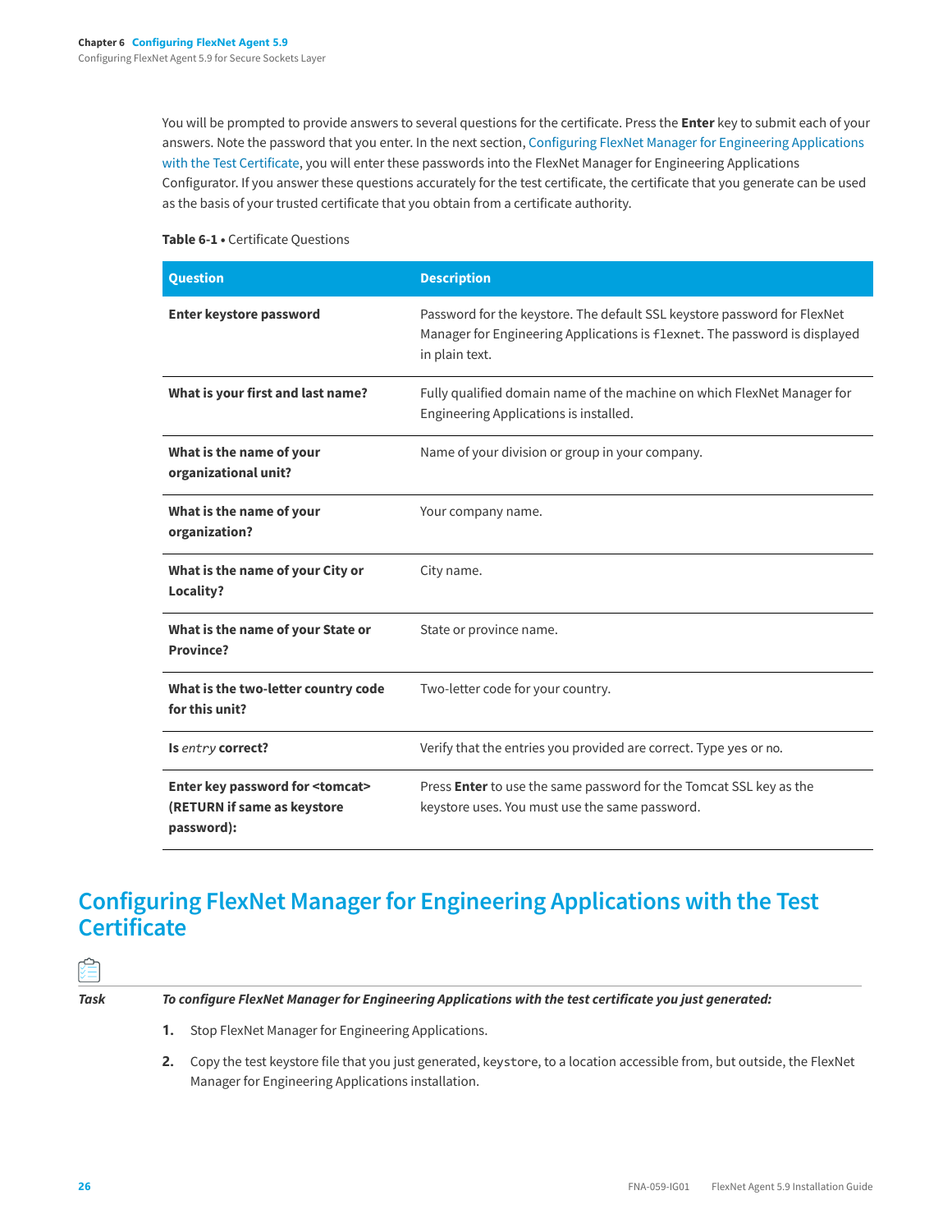You will be prompted to provide answers to several questions for the certificate. Press the **Enter** key to submit each of your answers. Note the password that you enter. In the next section, Configuring FlexNet Manager for Engineering Applications with the Test Certificate, you will enter these passwords into the FlexNet Manager for Engineering Applications Configurator. If you answer these questions accurately for the test certificate, the certificate that you generate can be used as the basis of your trusted certificate that you obtain from a certificate authority.

**Table 6-1 •** Certificate Questions

| Question | Description |
| --- | --- |
| **Enter keystore password** | Password for the keystore. The default SSL keystore password for FlexNet Manager for Engineering Applications is `flexnet`. The password is displayed in plain text. |
| **What is your first and last name?** | Fully qualified domain name of the machine on which FlexNet Manager for Engineering Applications is installed. |
| **What is the name of your organizational unit?** | Name of your division or group in your company. |
| **What is the name of your organization?** | Your company name. |
| **What is the name of your City or Locality?** | City name. |
| **What is the name of your State or Province?** | State or province name. |
| **What is the two-letter country code for this unit?** | Two-letter code for your country. |
| **Is** *entry* **correct?** | Verify that the entries you provided are correct. Type yes or no. |
| **Enter key password for <tomcat> (RETURN if same as keystore password):** | Press **Enter** to use the same password for the Tomcat SSL key as the keystore uses. You must use the same password. |

## Configuring FlexNet Manager for Engineering Applications with the Test Certificate

**Task** ***To configure FlexNet Manager for Engineering Applications with the test certificate you just generated:***

1. Stop FlexNet Manager for Engineering Applications.
2. Copy the test keystore file that you just generated, `keystore`, to a location accessible from, but outside, the FlexNet Manager for Engineering Applications installation.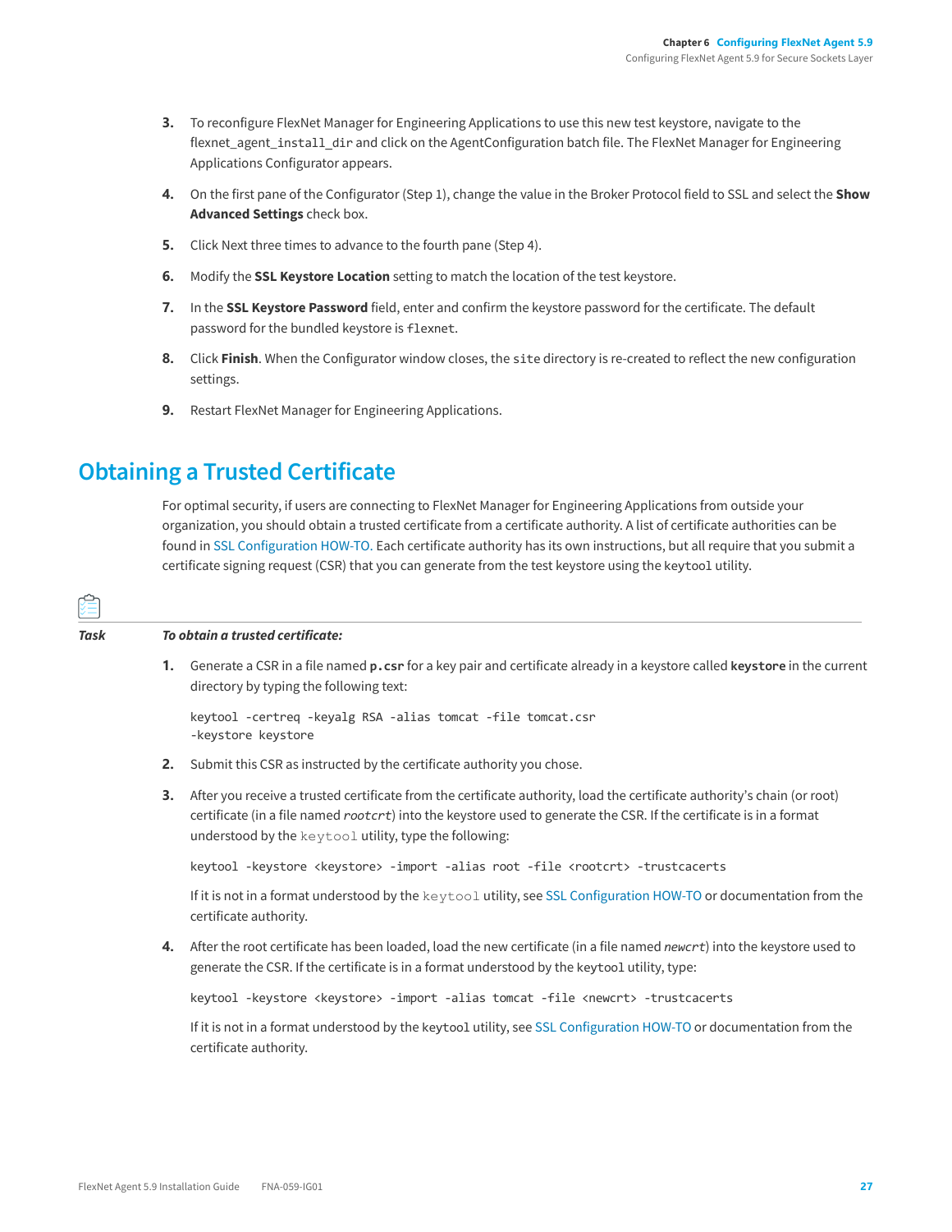3. To reconfigure FlexNet Manager for Engineering Applications to use this new test keystore, navigate to the `flexnet_agent_install_dir` and click on the AgentConfiguration batch file. The FlexNet Manager for Engineering Applications Configurator appears.

4. On the first pane of the Configurator (Step 1), change the value in the Broker Protocol field to SSL and select the **Show Advanced Settings** check box.

5. Click Next three times to advance to the fourth pane (Step 4).

6. Modify the **SSL Keystore Location** setting to match the location of the test keystore.

7. In the **SSL Keystore Password** field, enter and confirm the keystore password for the certificate. The default password for the bundled keystore is `flexnet`.

8. Click **Finish**. When the Configurator window closes, the `site` directory is re-created to reflect the new configuration settings.

9. Restart FlexNet Manager for Engineering Applications.

## Obtaining a Trusted Certificate

For optimal security, if users are connecting to FlexNet Manager for Engineering Applications from outside your organization, you should obtain a trusted certificate from a certificate authority. A list of certificate authorities can be found in SSL Configuration HOW-TO. Each certificate authority has its own instructions, but all require that you submit a certificate signing request (CSR) that you can generate from the test keystore using the `keytool` utility.

**Task** ***To obtain a trusted certificate:***

1. Generate a CSR in a file named **`p.csr`** for a key pair and certificate already in a keystore called **`keystore`** in the current directory by typing the following text:

```
keytool -certreq -keyalg RSA -alias tomcat -file tomcat.csr
-keystore keystore
```

2. Submit this CSR as instructed by the certificate authority you chose.

3. After you receive a trusted certificate from the certificate authority, load the certificate authority's chain (or root) certificate (in a file named *rootcrt*) into the keystore used to generate the CSR. If the certificate is in a format understood by the `keytool` utility, type the following:

```
keytool -keystore <keystore> -import -alias root -file <rootcrt> -trustcacerts
```

   If it is not in a format understood by the `keytool` utility, see SSL Configuration HOW-TO or documentation from the certificate authority.

4. After the root certificate has been loaded, load the new certificate (in a file named *newcrt*) into the keystore used to generate the CSR. If the certificate is in a format understood by the `keytool` utility, type:

```
keytool -keystore <keystore> -import -alias tomcat -file <newcrt> -trustcacerts
```

   If it is not in a format understood by the `keytool` utility, see SSL Configuration HOW-TO or documentation from the certificate authority.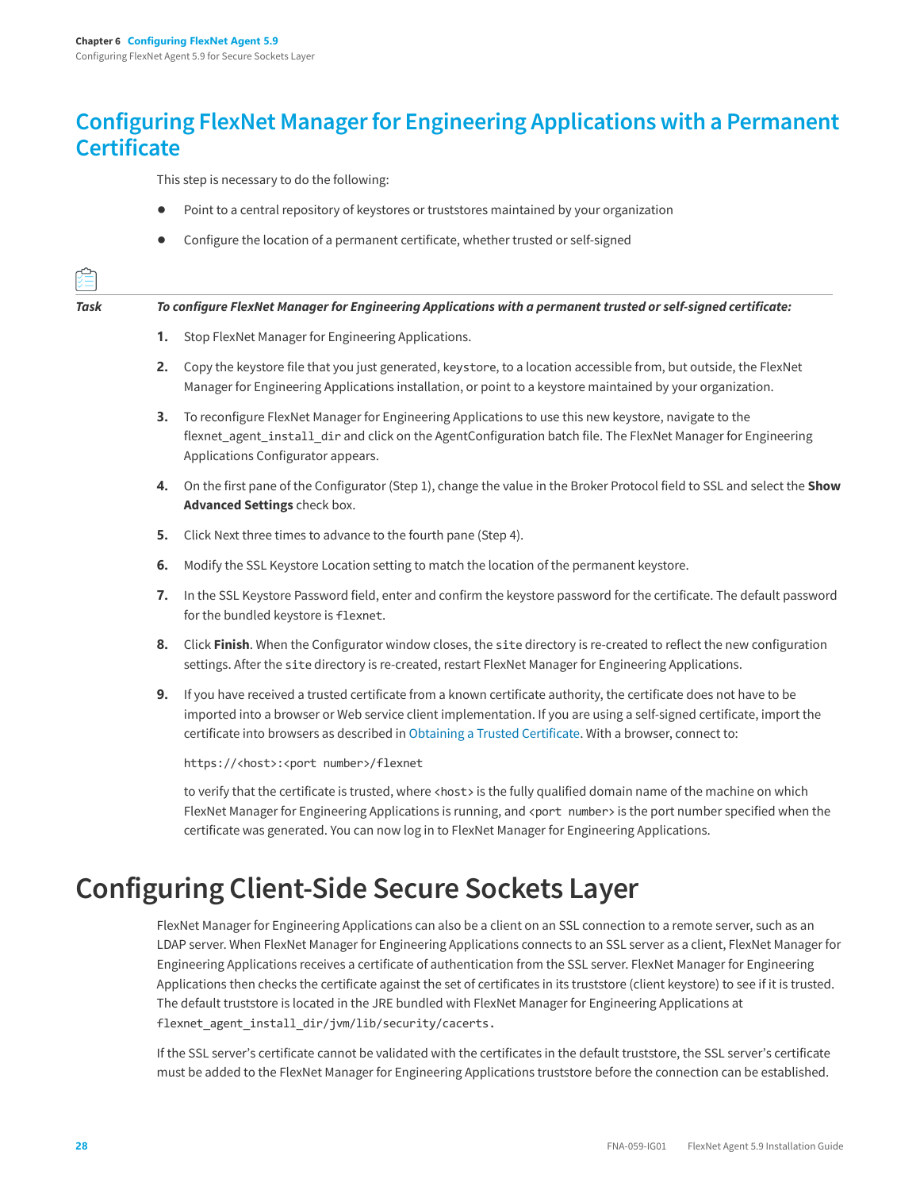## Configuring FlexNet Manager for Engineering Applications with a Permanent Certificate

This step is necessary to do the following:

- Point to a central repository of keystores or truststores maintained by your organization
- Configure the location of a permanent certificate, whether trusted or self-signed

***Task*** ***To configure FlexNet Manager for Engineering Applications with a permanent trusted or self-signed certificate:***

1. Stop FlexNet Manager for Engineering Applications.
2. Copy the keystore file that you just generated, `keystore`, to a location accessible from, but outside, the FlexNet Manager for Engineering Applications installation, or point to a keystore maintained by your organization.
3. To reconfigure FlexNet Manager for Engineering Applications to use this new keystore, navigate to the `flexnet_agent_install_dir` and click on the AgentConfiguration batch file. The FlexNet Manager for Engineering Applications Configurator appears.
4. On the first pane of the Configurator (Step 1), change the value in the Broker Protocol field to SSL and select the **Show Advanced Settings** check box.
5. Click Next three times to advance to the fourth pane (Step 4).
6. Modify the SSL Keystore Location setting to match the location of the permanent keystore.
7. In the SSL Keystore Password field, enter and confirm the keystore password for the certificate. The default password for the bundled keystore is `flexnet`.
8. Click **Finish**. When the Configurator window closes, the `site` directory is re-created to reflect the new configuration settings. After the `site` directory is re-created, restart FlexNet Manager for Engineering Applications.
9. If you have received a trusted certificate from a known certificate authority, the certificate does not have to be imported into a browser or Web service client implementation. If you are using a self-signed certificate, import the certificate into browsers as described in Obtaining a Trusted Certificate. With a browser, connect to:

   ```
   https://<host>:<port number>/flexnet
   ```

   to verify that the certificate is trusted, where `<host>` is the fully qualified domain name of the machine on which FlexNet Manager for Engineering Applications is running, and `<port number>` is the port number specified when the certificate was generated. You can now log in to FlexNet Manager for Engineering Applications.

# Configuring Client-Side Secure Sockets Layer

FlexNet Manager for Engineering Applications can also be a client on an SSL connection to a remote server, such as an LDAP server. When FlexNet Manager for Engineering Applications connects to an SSL server as a client, FlexNet Manager for Engineering Applications receives a certificate of authentication from the SSL server. FlexNet Manager for Engineering Applications then checks the certificate against the set of certificates in its truststore (client keystore) to see if it is trusted. The default truststore is located in the JRE bundled with FlexNet Manager for Engineering Applications at `flexnet_agent_install_dir/jvm/lib/security/cacerts.`

If the SSL server's certificate cannot be validated with the certificates in the default truststore, the SSL server's certificate must be added to the FlexNet Manager for Engineering Applications truststore before the connection can be established.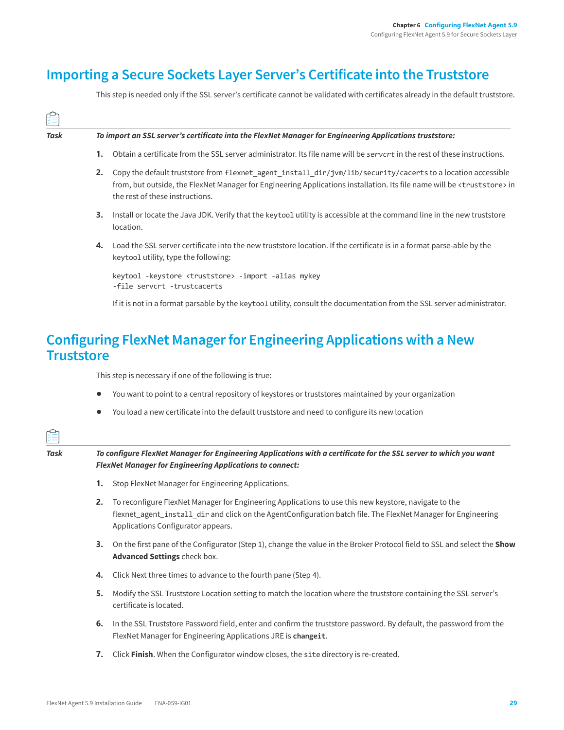## Importing a Secure Sockets Layer Server's Certificate into the Truststore

This step is needed only if the SSL server's certificate cannot be validated with certificates already in the default truststore.

*Task* ***To import an SSL server's certificate into the FlexNet Manager for Engineering Applications truststore:***

1. Obtain a certificate from the SSL server administrator. Its file name will be *servcrt* in the rest of these instructions.
2. Copy the default truststore from `flexnet_agent_install_dir/jvm/lib/security/cacerts` to a location accessible from, but outside, the FlexNet Manager for Engineering Applications installation. Its file name will be `<truststore>` in the rest of these instructions.
3. Install or locate the Java JDK. Verify that the `keytool` utility is accessible at the command line in the new truststore location.
4. Load the SSL server certificate into the new truststore location. If the certificate is in a format parse-able by the `keytool` utility, type the following:

   ```
   keytool -keystore <truststore> -import -alias mykey
   -file servcrt -trustcacerts
   ```

   If it is not in a format parsable by the `keytool` utility, consult the documentation from the SSL server administrator.

## Configuring FlexNet Manager for Engineering Applications with a New Truststore

This step is necessary if one of the following is true:

- You want to point to a central repository of keystores or truststores maintained by your organization
- You load a new certificate into the default truststore and need to configure its new location

*Task* ***To configure FlexNet Manager for Engineering Applications with a certificate for the SSL server to which you want FlexNet Manager for Engineering Applications to connect:***

1. Stop FlexNet Manager for Engineering Applications.
2. To reconfigure FlexNet Manager for Engineering Applications to use this new keystore, navigate to the `flexnet_agent_install_dir` and click on the AgentConfiguration batch file. The FlexNet Manager for Engineering Applications Configurator appears.
3. On the first pane of the Configurator (Step 1), change the value in the Broker Protocol field to SSL and select the **Show Advanced Settings** check box.
4. Click Next three times to advance to the fourth pane (Step 4).
5. Modify the SSL Truststore Location setting to match the location where the truststore containing the SSL server's certificate is located.
6. In the SSL Truststore Password field, enter and confirm the truststore password. By default, the password from the FlexNet Manager for Engineering Applications JRE is **`changeit`**.
7. Click **Finish**. When the Configurator window closes, the `site` directory is re-created.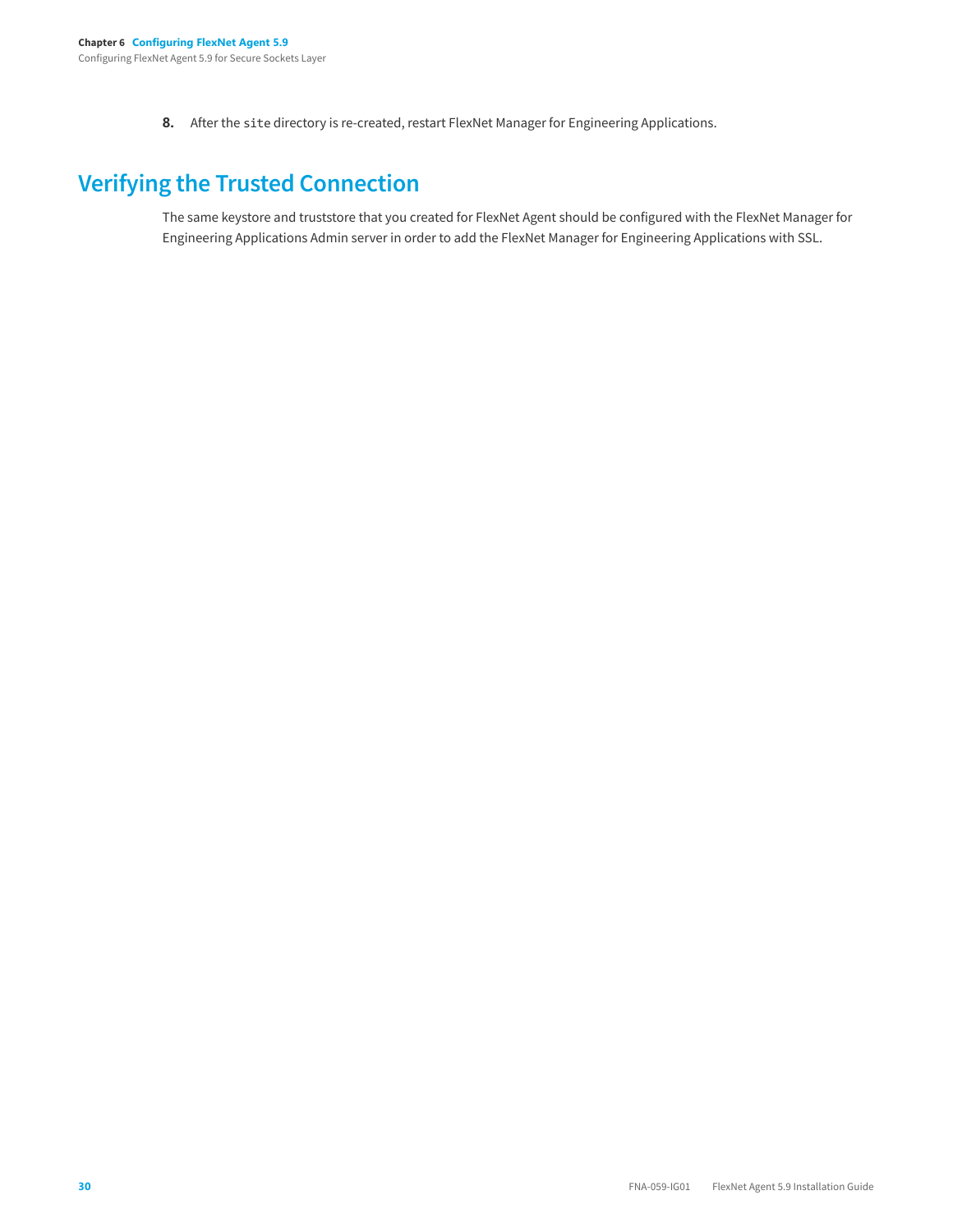8. After the `site` directory is re-created, restart FlexNet Manager for Engineering Applications.

# Verifying the Trusted Connection

The same keystore and truststore that you created for FlexNet Agent should be configured with the FlexNet Manager for Engineering Applications Admin server in order to add the FlexNet Manager for Engineering Applications with SSL.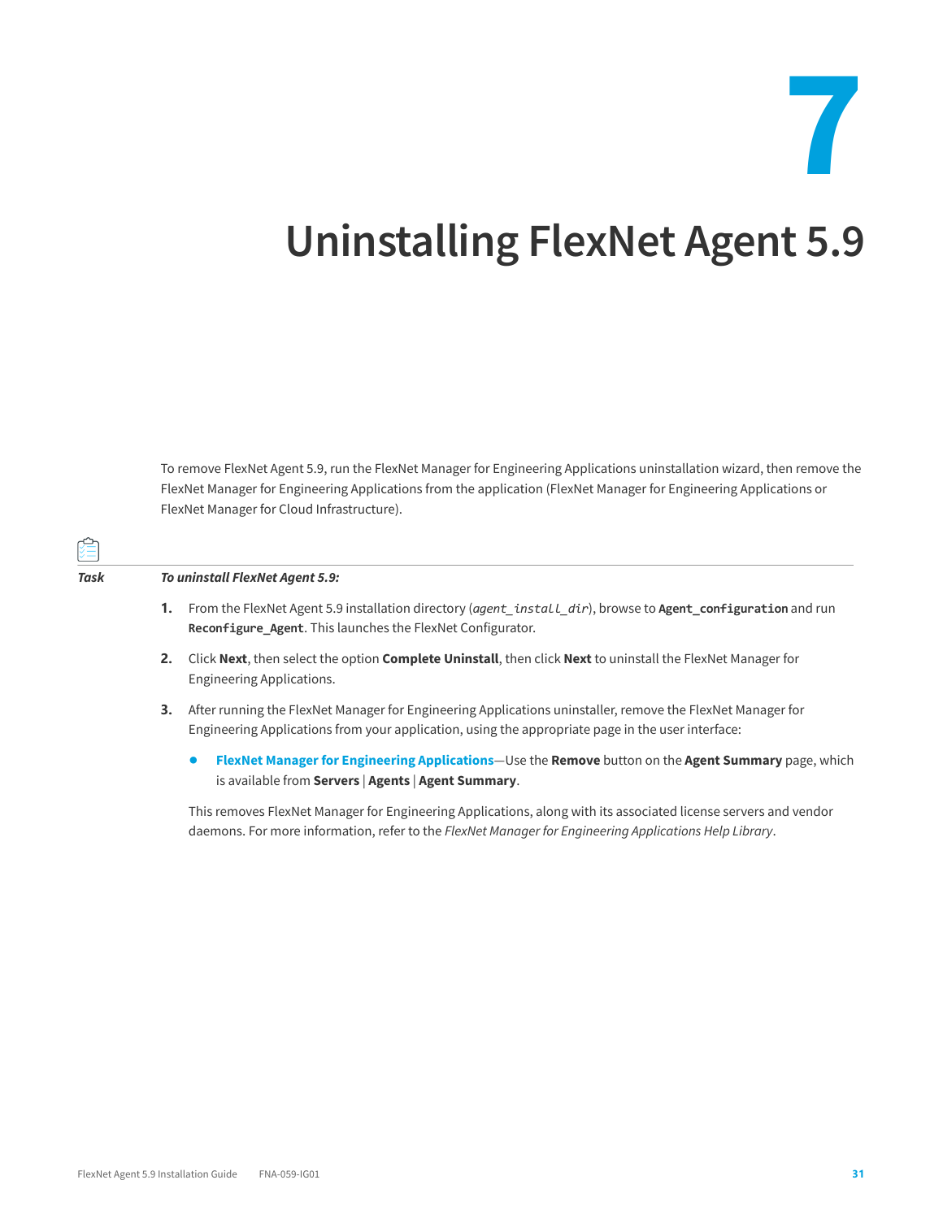# 7

# Uninstalling FlexNet Agent 5.9

To remove FlexNet Agent 5.9, run the FlexNet Manager for Engineering Applications uninstallation wizard, then remove the FlexNet Manager for Engineering Applications from the application (FlexNet Manager for Engineering Applications or FlexNet Manager for Cloud Infrastructure).

***Task*** ***To uninstall FlexNet Agent 5.9:***

1. From the FlexNet Agent 5.9 installation directory (*`agent_install_dir`*), browse to **`Agent_configuration`** and run **`Reconfigure_Agent`**. This launches the FlexNet Configurator.
2. Click **Next**, then select the option **Complete Uninstall**, then click **Next** to uninstall the FlexNet Manager for Engineering Applications.
3. After running the FlexNet Manager for Engineering Applications uninstaller, remove the FlexNet Manager for Engineering Applications from your application, using the appropriate page in the user interface:
   - **FlexNet Manager for Engineering Applications**—Use the **Remove** button on the **Agent Summary** page, which is available from **Servers** | **Agents** | **Agent Summary**.

   This removes FlexNet Manager for Engineering Applications, along with its associated license servers and vendor daemons. For more information, refer to the *FlexNet Manager for Engineering Applications Help Library*.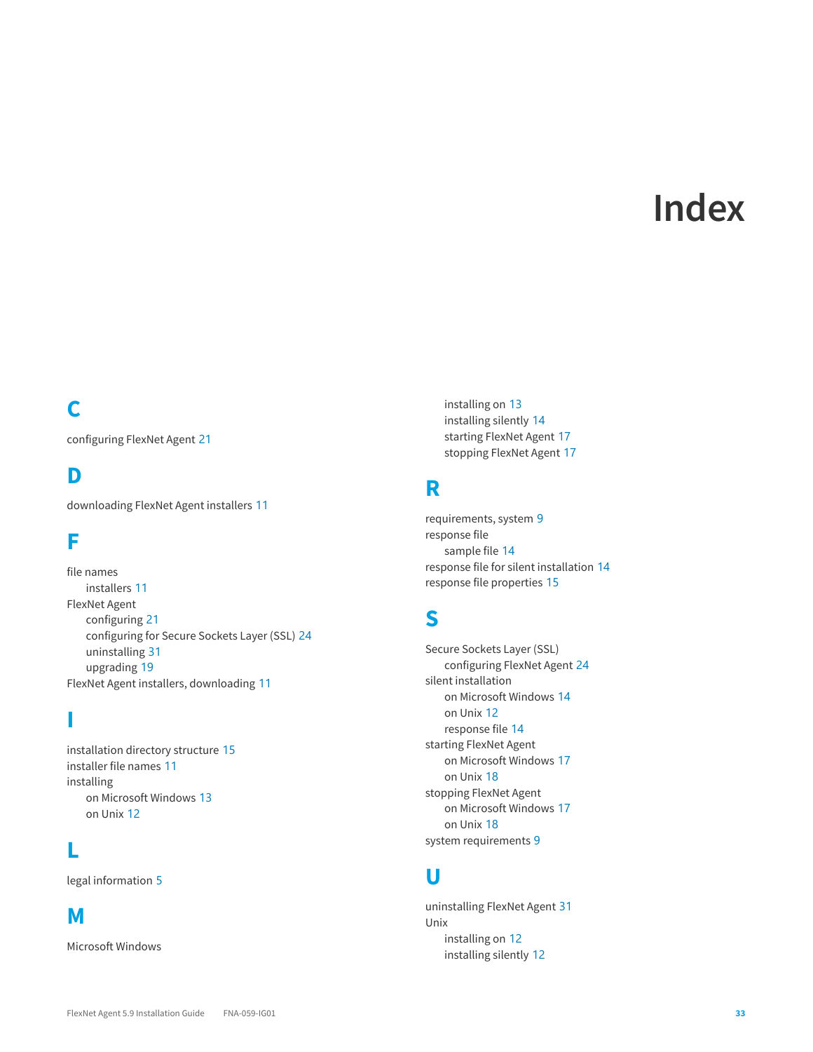# Index

## C

configuring FlexNet Agent 21

## D

downloading FlexNet Agent installers 11

## F

file names
- installers 11

FlexNet Agent
- configuring 21
- configuring for Secure Sockets Layer (SSL) 24
- uninstalling 31
- upgrading 19

FlexNet Agent installers, downloading 11

## I

installation directory structure 15

installer file names 11

installing
- on Microsoft Windows 13
- on Unix 12

## L

legal information 5

## M

Microsoft Windows
- installing on 13
- installing silently 14
- starting FlexNet Agent 17
- stopping FlexNet Agent 17

## R

requirements, system 9

response file
- sample file 14

response file for silent installation 14

response file properties 15

## S

Secure Sockets Layer (SSL)
- configuring FlexNet Agent 24

silent installation
- on Microsoft Windows 14
- on Unix 12
- response file 14

starting FlexNet Agent
- on Microsoft Windows 17
- on Unix 18

stopping FlexNet Agent
- on Microsoft Windows 17
- on Unix 18

system requirements 9

## U

uninstalling FlexNet Agent 31

Unix
- installing on 12
- installing silently 12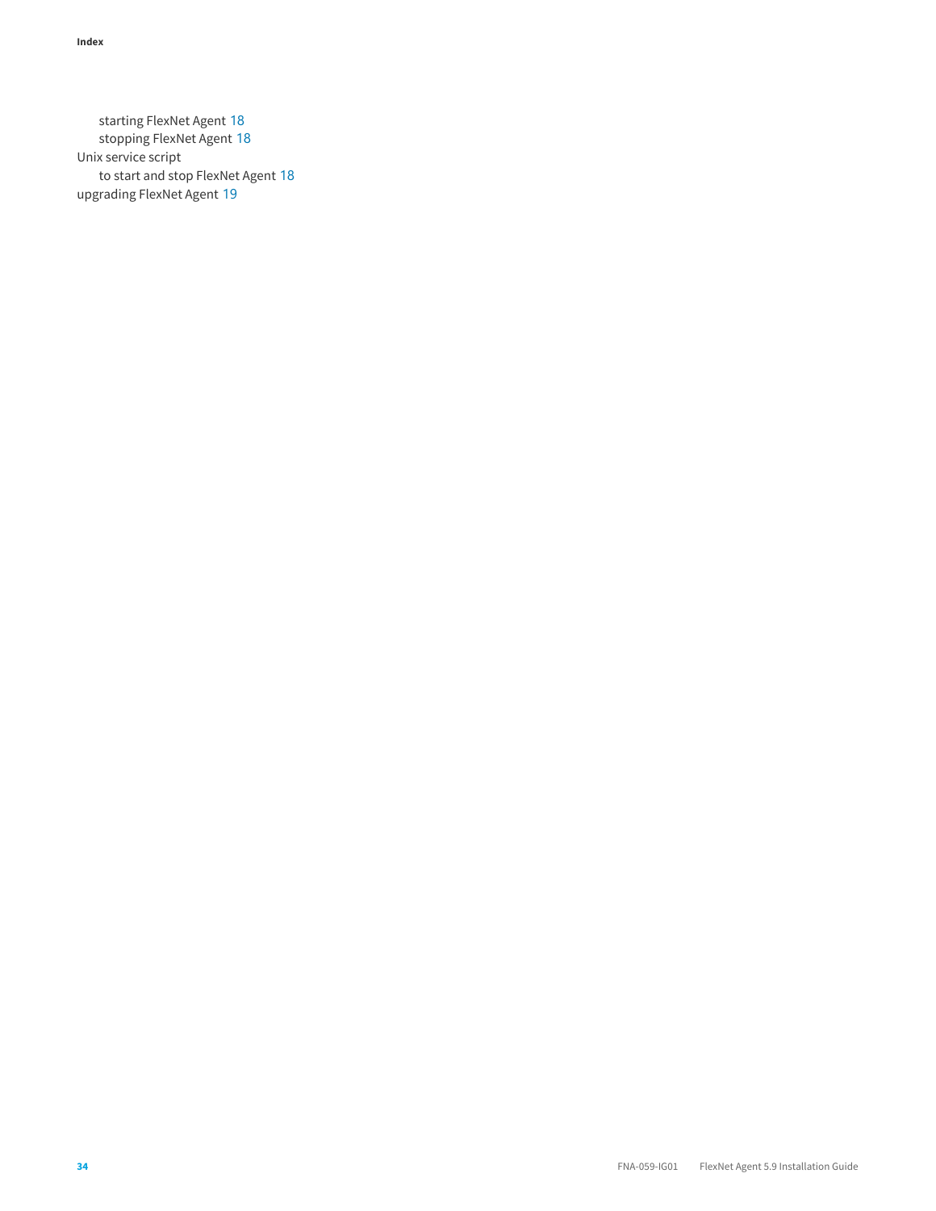- starting FlexNet Agent 18
- stopping FlexNet Agent 18

Unix service script

- to start and stop FlexNet Agent 18

upgrading FlexNet Agent 19